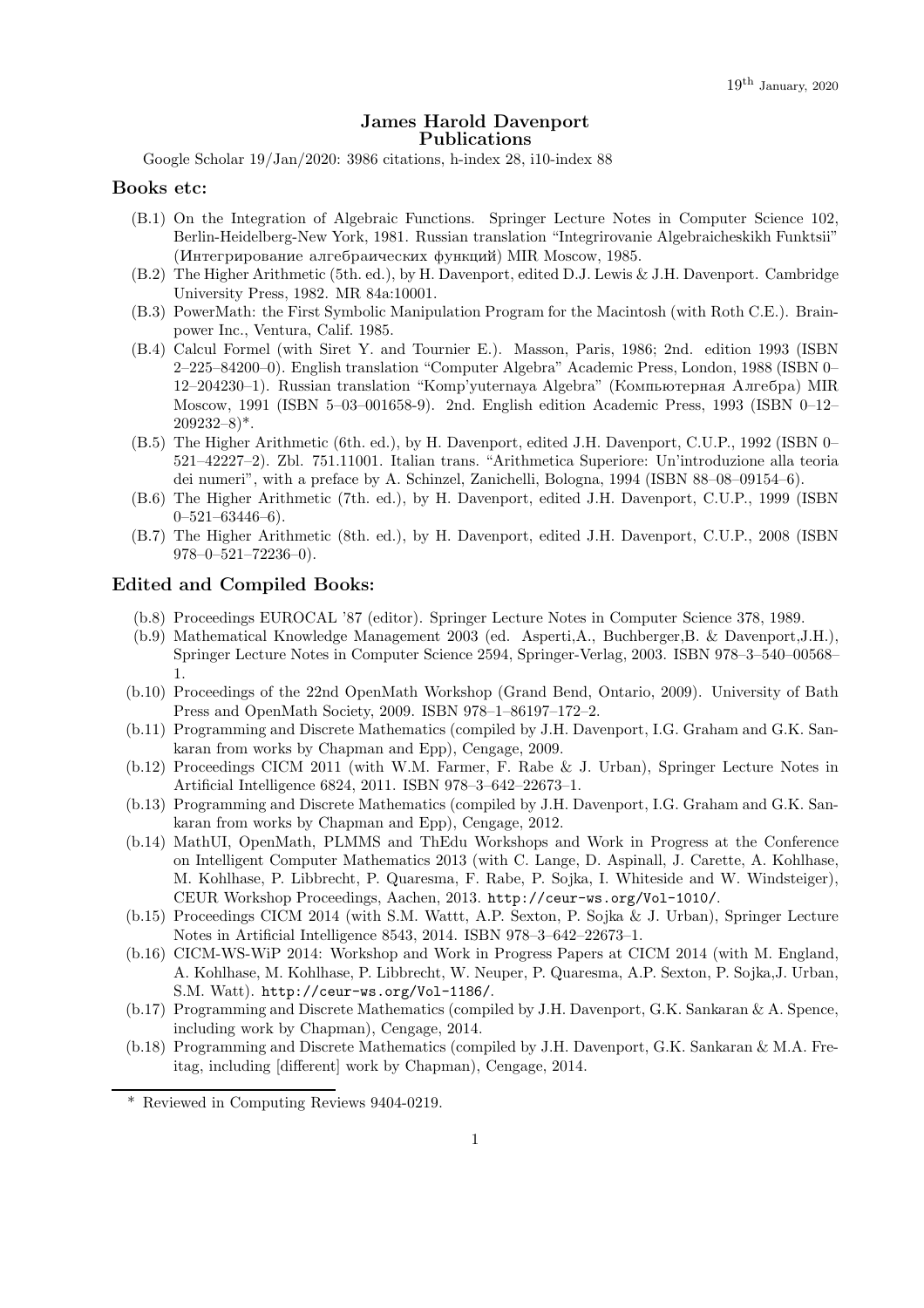19th January, 2020

# James Harold Davenport
# Publications

Google Scholar 19/Jan/2020: 3986 citations, h-index 28, i10-index 88

## Books etc:

- (B.1) On the Integration of Algebraic Functions. Springer Lecture Notes in Computer Science 102, Berlin-Heidelberg-New York, 1981. Russian translation "Integrirovanie Algebraicheskikh Funktsii" (Интегрирование алгебраических функций) MIR Moscow, 1985.
- (B.2) The Higher Arithmetic (5th. ed.), by H. Davenport, edited D.J. Lewis & J.H. Davenport. Cambridge University Press, 1982. MR 84a:10001.
- (B.3) PowerMath: the First Symbolic Manipulation Program for the Macintosh (with Roth C.E.). Brainpower Inc., Ventura, Calif. 1985.
- (B.4) Calcul Formel (with Siret Y. and Tournier E.). Masson, Paris, 1986; 2nd. edition 1993 (ISBN 2–225–84200–0). English translation "Computer Algebra" Academic Press, London, 1988 (ISBN 0–12–204230–1). Russian translation "Komp'yuternaya Algebra" (Компьютерная Алгебра) MIR Moscow, 1991 (ISBN 5–03–001658-9). 2nd. English edition Academic Press, 1993 (ISBN 0–12–209232–8)*.
- (B.5) The Higher Arithmetic (6th. ed.), by H. Davenport, edited J.H. Davenport, C.U.P., 1992 (ISBN 0–521–42227–2). Zbl. 751.11001. Italian trans. "Arithmetica Superiore: Un'introduzione alla teoria dei numeri", with a preface by A. Schinzel, Zanichelli, Bologna, 1994 (ISBN 88–08–09154–6).
- (B.6) The Higher Arithmetic (7th. ed.), by H. Davenport, edited J.H. Davenport, C.U.P., 1999 (ISBN 0–521–63446–6).
- (B.7) The Higher Arithmetic (8th. ed.), by H. Davenport, edited J.H. Davenport, C.U.P., 2008 (ISBN 978–0–521–72236–0).

## Edited and Compiled Books:

- (b.8) Proceedings EUROCAL '87 (editor). Springer Lecture Notes in Computer Science 378, 1989.
- (b.9) Mathematical Knowledge Management 2003 (ed. Asperti,A., Buchberger,B. & Davenport,J.H.), Springer Lecture Notes in Computer Science 2594, Springer-Verlag, 2003. ISBN 978–3–540–00568–1.
- (b.10) Proceedings of the 22nd OpenMath Workshop (Grand Bend, Ontario, 2009). University of Bath Press and OpenMath Society, 2009. ISBN 978–1–86197–172–2.
- (b.11) Programming and Discrete Mathematics (compiled by J.H. Davenport, I.G. Graham and G.K. Sankaran from works by Chapman and Epp), Cengage, 2009.
- (b.12) Proceedings CICM 2011 (with W.M. Farmer, F. Rabe & J. Urban), Springer Lecture Notes in Artificial Intelligence 6824, 2011. ISBN 978–3–642–22673–1.
- (b.13) Programming and Discrete Mathematics (compiled by J.H. Davenport, I.G. Graham and G.K. Sankaran from works by Chapman and Epp), Cengage, 2012.
- (b.14) MathUI, OpenMath, PLMMS and ThEdu Workshops and Work in Progress at the Conference on Intelligent Computer Mathematics 2013 (with C. Lange, D. Aspinall, J. Carette, A. Kohlhase, M. Kohlhase, P. Libbrecht, P. Quaresma, F. Rabe, P. Sojka, I. Whiteside and W. Windsteiger), CEUR Workshop Proceedings, Aachen, 2013. `http://ceur-ws.org/Vol-1010/`.
- (b.15) Proceedings CICM 2014 (with S.M. Wattt, A.P. Sexton, P. Sojka & J. Urban), Springer Lecture Notes in Artificial Intelligence 8543, 2014. ISBN 978–3–642–22673–1.
- (b.16) CICM-WS-WiP 2014: Workshop and Work in Progress Papers at CICM 2014 (with M. England, A. Kohlhase, M. Kohlhase, P. Libbrecht, W. Neuper, P. Quaresma, A.P. Sexton, P. Sojka,J. Urban, S.M. Watt). `http://ceur-ws.org/Vol-1186/`.
- (b.17) Programming and Discrete Mathematics (compiled by J.H. Davenport, G.K. Sankaran & A. Spence, including work by Chapman), Cengage, 2014.
- (b.18) Programming and Discrete Mathematics (compiled by J.H. Davenport, G.K. Sankaran & M.A. Freitag, including [different] work by Chapman), Cengage, 2014.

---

\* Reviewed in Computing Reviews 9404-0219.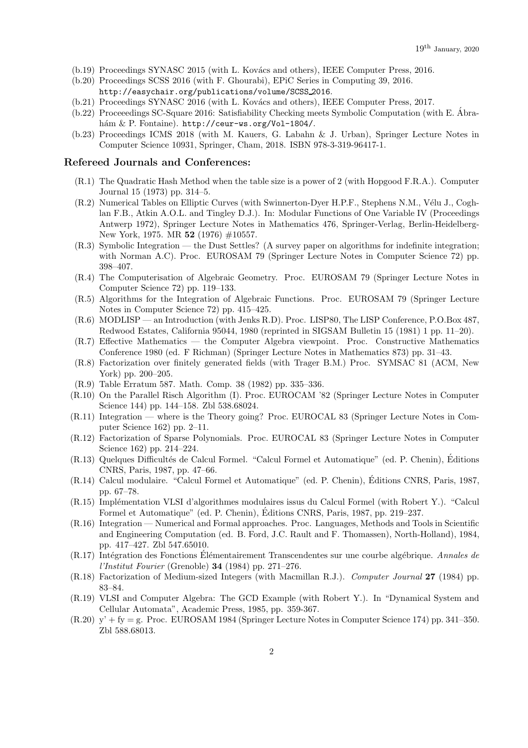- (b.19) Proceedings SYNASC 2015 (with L. Kovács and others), IEEE Computer Press, 2016.
- (b.20) Proceedings SCSS 2016 (with F. Ghourabi), EPiC Series in Computing 39, 2016. http://easychair.org/publications/volume/SCSS_2016.
- (b.21) Proceedings SYNASC 2016 (with L. Kovács and others), IEEE Computer Press, 2017.
- (b.22) Proceeedings SC-Square 2016: Satisfiability Checking meets Symbolic Computation (with E. Ábrahám & P. Fontaine). http://ceur-ws.org/Vol-1804/.
- (b.23) Proceedings ICMS 2018 (with M. Kauers, G. Labahn & J. Urban), Springer Lecture Notes in Computer Science 10931, Springer, Cham, 2018. ISBN 978-3-319-96417-1.

### Refereed Journals and Conferences:

- (R.1) The Quadratic Hash Method when the table size is a power of 2 (with Hopgood F.R.A.). Computer Journal 15 (1973) pp. 314–5.
- (R.2) Numerical Tables on Elliptic Curves (with Swinnerton-Dyer H.P.F., Stephens N.M., Vélu J., Coghlan F.B., Atkin A.O.L. and Tingley D.J.). In: Modular Functions of One Variable IV (Proceedings Antwerp 1972), Springer Lecture Notes in Mathematics 476, Springer-Verlag, Berlin-Heidelberg-New York, 1975. MR **52** (1976) #10557.
- (R.3) Symbolic Integration — the Dust Settles? (A survey paper on algorithms for indefinite integration; with Norman A.C). Proc. EUROSAM 79 (Springer Lecture Notes in Computer Science 72) pp. 398–407.
- (R.4) The Computerisation of Algebraic Geometry. Proc. EUROSAM 79 (Springer Lecture Notes in Computer Science 72) pp. 119–133.
- (R.5) Algorithms for the Integration of Algebraic Functions. Proc. EUROSAM 79 (Springer Lecture Notes in Computer Science 72) pp. 415–425.
- (R.6) MODLISP — an Introduction (with Jenks R.D). Proc. LISP80, The LISP Conference, P.O.Box 487, Redwood Estates, California 95044, 1980 (reprinted in SIGSAM Bulletin 15 (1981) 1 pp. 11–20).
- (R.7) Effective Mathematics — the Computer Algebra viewpoint. Proc. Constructive Mathematics Conference 1980 (ed. F Richman) (Springer Lecture Notes in Mathematics 873) pp. 31–43.
- (R.8) Factorization over finitely generated fields (with Trager B.M.) Proc. SYMSAC 81 (ACM, New York) pp. 200–205.
- (R.9) Table Erratum 587. Math. Comp. 38 (1982) pp. 335–336.
- (R.10) On the Parallel Risch Algorithm (I). Proc. EUROCAM '82 (Springer Lecture Notes in Computer Science 144) pp. 144–158. Zbl 538.68024.
- (R.11) Integration — where is the Theory going? Proc. EUROCAL 83 (Springer Lecture Notes in Computer Science 162) pp. 2–11.
- (R.12) Factorization of Sparse Polynomials. Proc. EUROCAL 83 (Springer Lecture Notes in Computer Science 162) pp. 214–224.
- (R.13) Quelques Difficultés de Calcul Formel. "Calcul Formel et Automatique" (ed. P. Chenin), Éditions CNRS, Paris, 1987, pp. 47–66.
- (R.14) Calcul modulaire. "Calcul Formel et Automatique" (ed. P. Chenin), Éditions CNRS, Paris, 1987, pp. 67–78.
- (R.15) Implémentation VLSI d'algorithmes modulaires issus du Calcul Formel (with Robert Y.). "Calcul Formel et Automatique" (ed. P. Chenin), Éditions CNRS, Paris, 1987, pp. 219–237.
- (R.16) Integration — Numerical and Formal approaches. Proc. Languages, Methods and Tools in Scientific and Engineering Computation (ed. B. Ford, J.C. Rault and F. Thomassen), North-Holland), 1984, pp. 417–427. Zbl 547.65010.
- (R.17) Intégration des Fonctions Élémentairement Transcendentes sur une courbe algébrique. *Annales de l'Institut Fourier* (Grenoble) **34** (1984) pp. 271–276.
- (R.18) Factorization of Medium-sized Integers (with Macmillan R.J.). *Computer Journal* **27** (1984) pp. 83–84.
- (R.19) VLSI and Computer Algebra: The GCD Example (with Robert Y.). In "Dynamical System and Cellular Automata", Academic Press, 1985, pp. 359-367.
- (R.20) $y' + fy = g$. Proc. EUROSAM 1984 (Springer Lecture Notes in Computer Science 174) pp. 341–350. Zbl 588.68013.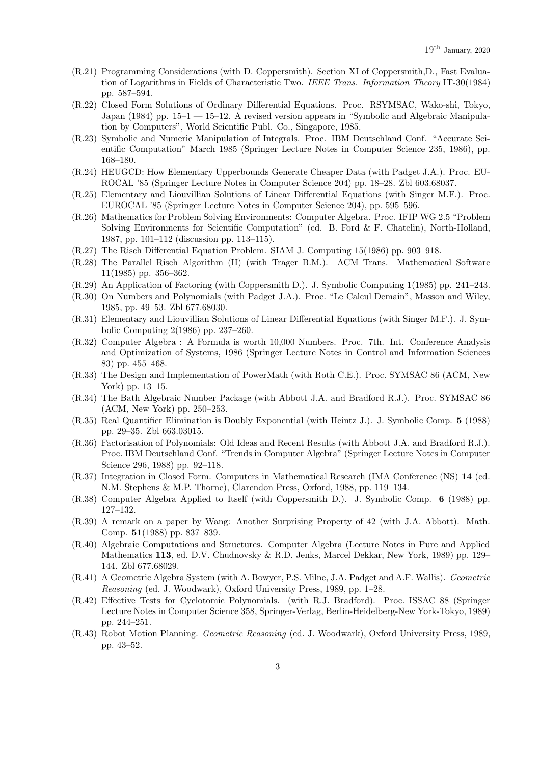(R.21) Programming Considerations (with D. Coppersmith). Section XI of Coppersmith,D., Fast Evaluation of Logarithms in Fields of Characteristic Two. *IEEE Trans. Information Theory* IT-30(1984) pp. 587–594.

(R.22) Closed Form Solutions of Ordinary Differential Equations. Proc. RSYMSAC, Wako-shi, Tokyo, Japan (1984) pp. 15–1 — 15–12. A revised version appears in "Symbolic and Algebraic Manipulation by Computers", World Scientific Publ. Co., Singapore, 1985.

(R.23) Symbolic and Numeric Manipulation of Integrals. Proc. IBM Deutschland Conf. "Accurate Scientific Computation" March 1985 (Springer Lecture Notes in Computer Science 235, 1986), pp. 168–180.

(R.24) HEUGCD: How Elementary Upperbounds Generate Cheaper Data (with Padget J.A.). Proc. EUROCAL '85 (Springer Lecture Notes in Computer Science 204) pp. 18–28. Zbl 603.68037.

(R.25) Elementary and Liouvillian Solutions of Linear Differential Equations (with Singer M.F.). Proc. EUROCAL '85 (Springer Lecture Notes in Computer Science 204), pp. 595–596.

(R.26) Mathematics for Problem Solving Environments: Computer Algebra. Proc. IFIP WG 2.5 "Problem Solving Environments for Scientific Computation" (ed. B. Ford & F. Chatelin), North-Holland, 1987, pp. 101–112 (discussion pp. 113–115).

(R.27) The Risch Differential Equation Problem. SIAM J. Computing 15(1986) pp. 903–918.

(R.28) The Parallel Risch Algorithm (II) (with Trager B.M.). ACM Trans. Mathematical Software 11(1985) pp. 356–362.

(R.29) An Application of Factoring (with Coppersmith D.). J. Symbolic Computing 1(1985) pp. 241–243.

(R.30) On Numbers and Polynomials (with Padget J.A.). Proc. "Le Calcul Demain", Masson and Wiley, 1985, pp. 49–53. Zbl 677.68030.

(R.31) Elementary and Liouvillian Solutions of Linear Differential Equations (with Singer M.F.). J. Symbolic Computing 2(1986) pp. 237–260.

(R.32) Computer Algebra : A Formula is worth 10,000 Numbers. Proc. 7th. Int. Conference Analysis and Optimization of Systems, 1986 (Springer Lecture Notes in Control and Information Sciences 83) pp. 455–468.

(R.33) The Design and Implementation of PowerMath (with Roth C.E.). Proc. SYMSAC 86 (ACM, New York) pp. 13–15.

(R.34) The Bath Algebraic Number Package (with Abbott J.A. and Bradford R.J.). Proc. SYMSAC 86 (ACM, New York) pp. 250–253.

(R.35) Real Quantifier Elimination is Doubly Exponential (with Heintz J.). J. Symbolic Comp. **5** (1988) pp. 29–35. Zbl 663.03015.

(R.36) Factorisation of Polynomials: Old Ideas and Recent Results (with Abbott J.A. and Bradford R.J.). Proc. IBM Deutschland Conf. "Trends in Computer Algebra" (Springer Lecture Notes in Computer Science 296, 1988) pp. 92–118.

(R.37) Integration in Closed Form. Computers in Mathematical Research (IMA Conference (NS) **14** (ed. N.M. Stephens & M.P. Thorne), Clarendon Press, Oxford, 1988, pp. 119–134.

(R.38) Computer Algebra Applied to Itself (with Coppersmith D.). J. Symbolic Comp. **6** (1988) pp. 127–132.

(R.39) A remark on a paper by Wang: Another Surprising Property of 42 (with J.A. Abbott). Math. Comp. **51**(1988) pp. 837–839.

(R.40) Algebraic Computations and Structures. Computer Algebra (Lecture Notes in Pure and Applied Mathematics **113**, ed. D.V. Chudnovsky & R.D. Jenks, Marcel Dekkar, New York, 1989) pp. 129–144. Zbl 677.68029.

(R.41) A Geometric Algebra System (with A. Bowyer, P.S. Milne, J.A. Padget and A.F. Wallis). *Geometric Reasoning* (ed. J. Woodwark), Oxford University Press, 1989, pp. 1–28.

(R.42) Effective Tests for Cyclotomic Polynomials. (with R.J. Bradford). Proc. ISSAC 88 (Springer Lecture Notes in Computer Science 358, Springer-Verlag, Berlin-Heidelberg-New York-Tokyo, 1989) pp. 244–251.

(R.43) Robot Motion Planning. *Geometric Reasoning* (ed. J. Woodwark), Oxford University Press, 1989, pp. 43–52.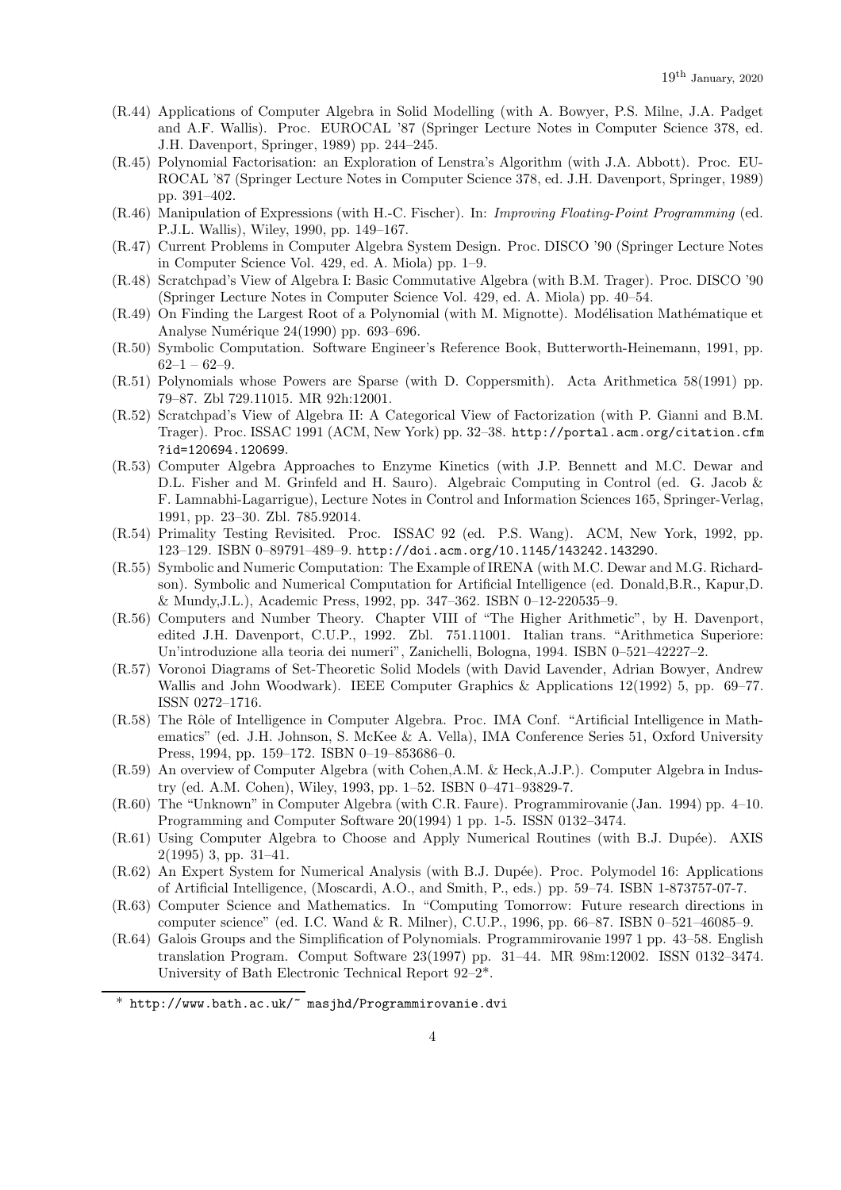(R.44) Applications of Computer Algebra in Solid Modelling (with A. Bowyer, P.S. Milne, J.A. Padget and A.F. Wallis). Proc. EUROCAL '87 (Springer Lecture Notes in Computer Science 378, ed. J.H. Davenport, Springer, 1989) pp. 244–245.

(R.45) Polynomial Factorisation: an Exploration of Lenstra's Algorithm (with J.A. Abbott). Proc. EUROCAL '87 (Springer Lecture Notes in Computer Science 378, ed. J.H. Davenport, Springer, 1989) pp. 391–402.

(R.46) Manipulation of Expressions (with H.-C. Fischer). In: *Improving Floating-Point Programming* (ed. P.J.L. Wallis), Wiley, 1990, pp. 149–167.

(R.47) Current Problems in Computer Algebra System Design. Proc. DISCO '90 (Springer Lecture Notes in Computer Science Vol. 429, ed. A. Miola) pp. 1–9.

(R.48) Scratchpad's View of Algebra I: Basic Commutative Algebra (with B.M. Trager). Proc. DISCO '90 (Springer Lecture Notes in Computer Science Vol. 429, ed. A. Miola) pp. 40–54.

(R.49) On Finding the Largest Root of a Polynomial (with M. Mignotte). Modélisation Mathématique et Analyse Numérique 24(1990) pp. 693–696.

(R.50) Symbolic Computation. Software Engineer's Reference Book, Butterworth-Heinemann, 1991, pp. 62–1 – 62–9.

(R.51) Polynomials whose Powers are Sparse (with D. Coppersmith). Acta Arithmetica 58(1991) pp. 79–87. Zbl 729.11015. MR 92h:12001.

(R.52) Scratchpad's View of Algebra II: A Categorical View of Factorization (with P. Gianni and B.M. Trager). Proc. ISSAC 1991 (ACM, New York) pp. 32–38. `http://portal.acm.org/citation.cfm?id=120694.120699`.

(R.53) Computer Algebra Approaches to Enzyme Kinetics (with J.P. Bennett and M.C. Dewar and D.L. Fisher and M. Grinfeld and H. Sauro). Algebraic Computing in Control (ed. G. Jacob & F. Lamnabhi-Lagarrigue), Lecture Notes in Control and Information Sciences 165, Springer-Verlag, 1991, pp. 23–30. Zbl. 785.92014.

(R.54) Primality Testing Revisited. Proc. ISSAC 92 (ed. P.S. Wang). ACM, New York, 1992, pp. 123–129. ISBN 0–89791–489–9. `http://doi.acm.org/10.1145/143242.143290`.

(R.55) Symbolic and Numeric Computation: The Example of IRENA (with M.C. Dewar and M.G. Richardson). Symbolic and Numerical Computation for Artificial Intelligence (ed. Donald,B.R., Kapur,D. & Mundy,J.L.), Academic Press, 1992, pp. 347–362. ISBN 0–12–220535–9.

(R.56) Computers and Number Theory. Chapter VIII of "The Higher Arithmetic", by H. Davenport, edited J.H. Davenport, C.U.P., 1992. Zbl. 751.11001. Italian trans. "Arithmetica Superiore: Un'introduzione alla teoria dei numeri", Zanichelli, Bologna, 1994. ISBN 0–521–42227–2.

(R.57) Voronoi Diagrams of Set-Theoretic Solid Models (with David Lavender, Adrian Bowyer, Andrew Wallis and John Woodwark). IEEE Computer Graphics & Applications 12(1992) 5, pp. 69–77. ISSN 0272–1716.

(R.58) The Rôle of Intelligence in Computer Algebra. Proc. IMA Conf. "Artificial Intelligence in Mathematics" (ed. J.H. Johnson, S. McKee & A. Vella), IMA Conference Series 51, Oxford University Press, 1994, pp. 159–172. ISBN 0–19–853686–0.

(R.59) An overview of Computer Algebra (with Cohen,A.M. & Heck,A.J.P.). Computer Algebra in Industry (ed. A.M. Cohen), Wiley, 1993, pp. 1–52. ISBN 0–471–93829-7.

(R.60) The "Unknown" in Computer Algebra (with C.R. Faure). Programmirovanie (Jan. 1994) pp. 4–10. Programming and Computer Software 20(1994) 1 pp. 1-5. ISSN 0132–3474.

(R.61) Using Computer Algebra to Choose and Apply Numerical Routines (with B.J. Dupée). AXIS 2(1995) 3, pp. 31–41.

(R.62) An Expert System for Numerical Analysis (with B.J. Dupée). Proc. Polymodel 16: Applications of Artificial Intelligence, (Moscardi, A.O., and Smith, P., eds.) pp. 59–74. ISBN 1-873757-07-7.

(R.63) Computer Science and Mathematics. In "Computing Tomorrow: Future research directions in computer science" (ed. I.C. Wand & R. Milner), C.U.P., 1996, pp. 66–87. ISBN 0–521–46085–9.

(R.64) Galois Groups and the Simplification of Polynomials. Programmirovanie 1997 1 pp. 43–58. English translation Program. Comput Software 23(1997) pp. 31–44. MR 98m:12002. ISSN 0132–3474. University of Bath Electronic Technical Report 92–2*.

\* `http://www.bath.ac.uk/~ masjhd/Programmirovanie.dvi`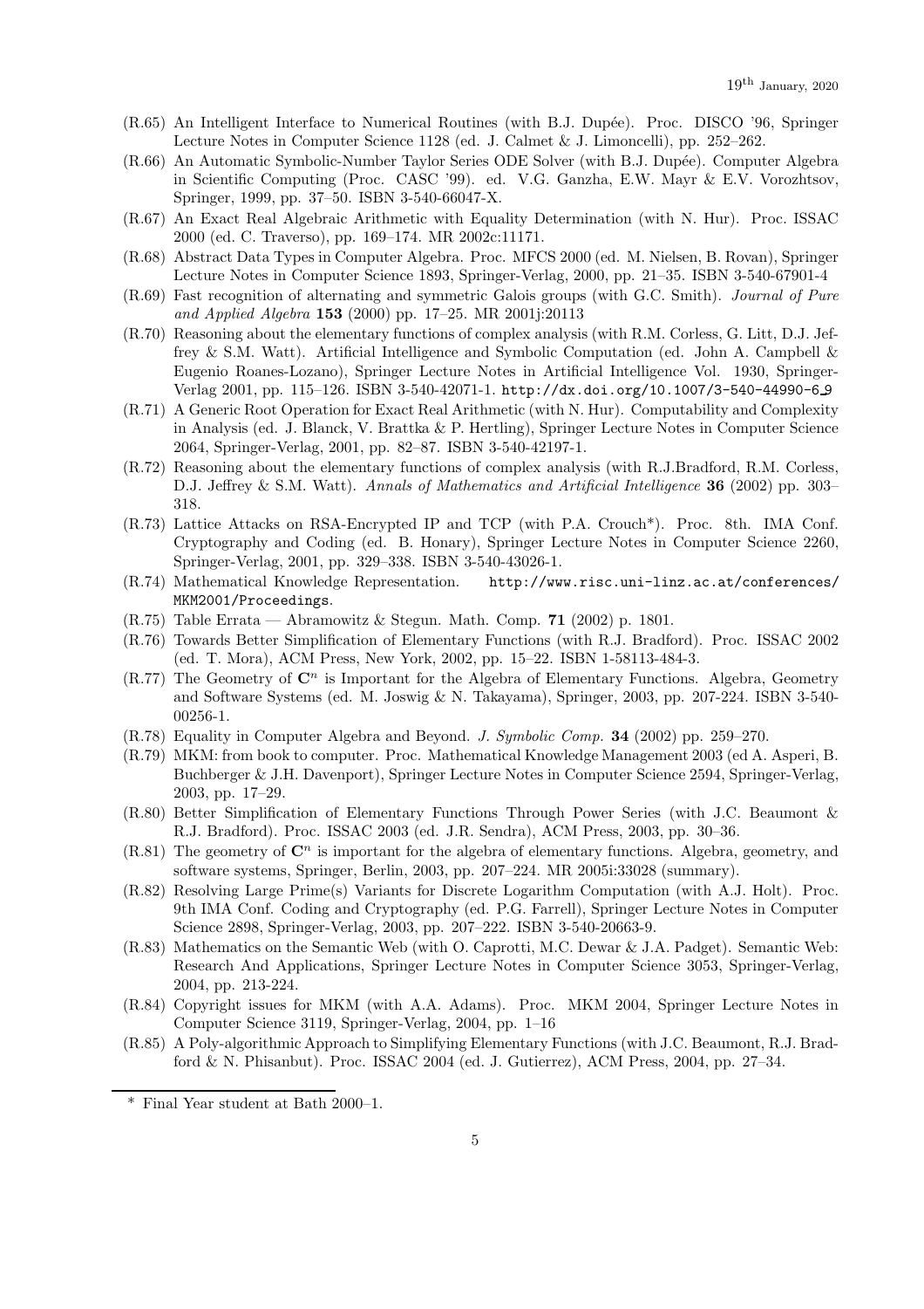(R.65) An Intelligent Interface to Numerical Routines (with B.J. Dupée). Proc. DISCO '96, Springer Lecture Notes in Computer Science 1128 (ed. J. Calmet & J. Limoncelli), pp. 252–262.

(R.66) An Automatic Symbolic-Number Taylor Series ODE Solver (with B.J. Dupée). Computer Algebra in Scientific Computing (Proc. CASC '99). ed. V.G. Ganzha, E.W. Mayr & E.V. Vorozhtsov, Springer, 1999, pp. 37–50. ISBN 3-540-66047-X.

(R.67) An Exact Real Algebraic Arithmetic with Equality Determination (with N. Hur). Proc. ISSAC 2000 (ed. C. Traverso), pp. 169–174. MR 2002c:11171.

(R.68) Abstract Data Types in Computer Algebra. Proc. MFCS 2000 (ed. M. Nielsen, B. Rovan), Springer Lecture Notes in Computer Science 1893, Springer-Verlag, 2000, pp. 21–35. ISBN 3-540-67901-4

(R.69) Fast recognition of alternating and symmetric Galois groups (with G.C. Smith). *Journal of Pure and Applied Algebra* **153** (2000) pp. 17–25. MR 2001j:20113

(R.70) Reasoning about the elementary functions of complex analysis (with R.M. Corless, G. Litt, D.J. Jeffrey & S.M. Watt). Artificial Intelligence and Symbolic Computation (ed. John A. Campbell & Eugenio Roanes-Lozano), Springer Lecture Notes in Artificial Intelligence Vol. 1930, Springer-Verlag 2001, pp. 115–126. ISBN 3-540-42071-1. `http://dx.doi.org/10.1007/3-540-44990-6_9`

(R.71) A Generic Root Operation for Exact Real Arithmetic (with N. Hur). Computability and Complexity in Analysis (ed. J. Blanck, V. Brattka & P. Hertling), Springer Lecture Notes in Computer Science 2064, Springer-Verlag, 2001, pp. 82–87. ISBN 3-540-42197-1.

(R.72) Reasoning about the elementary functions of complex analysis (with R.J.Bradford, R.M. Corless, D.J. Jeffrey & S.M. Watt). *Annals of Mathematics and Artificial Intelligence* **36** (2002) pp. 303–318.

(R.73) Lattice Attacks on RSA-Encrypted IP and TCP (with P.A. Crouch*). Proc. 8th. IMA Conf. Cryptography and Coding (ed. B. Honary), Springer Lecture Notes in Computer Science 2260, Springer-Verlag, 2001, pp. 329–338. ISBN 3-540-43026-1.

(R.74) Mathematical Knowledge Representation. `http://www.risc.uni-linz.ac.at/conferences/MKM2001/Proceedings`.

(R.75) Table Errata — Abramowitz & Stegun. Math. Comp. **71** (2002) p. 1801.

(R.76) Towards Better Simplification of Elementary Functions (with R.J. Bradford). Proc. ISSAC 2002 (ed. T. Mora), ACM Press, New York, 2002, pp. 15–22. ISBN 1-58113-484-3.

(R.77) The Geometry of $\mathbf{C}^n$ is Important for the Algebra of Elementary Functions. Algebra, Geometry and Software Systems (ed. M. Joswig & N. Takayama), Springer, 2003, pp. 207-224. ISBN 3-540-00256-1.

(R.78) Equality in Computer Algebra and Beyond. *J. Symbolic Comp.* **34** (2002) pp. 259–270.

(R.79) MKM: from book to computer. Proc. Mathematical Knowledge Management 2003 (ed A. Asperi, B. Buchberger & J.H. Davenport), Springer Lecture Notes in Computer Science 2594, Springer-Verlag, 2003, pp. 17–29.

(R.80) Better Simplification of Elementary Functions Through Power Series (with J.C. Beaumont & R.J. Bradford). Proc. ISSAC 2003 (ed. J.R. Sendra), ACM Press, 2003, pp. 30–36.

(R.81) The geometry of $\mathbf{C}^n$ is important for the algebra of elementary functions. Algebra, geometry, and software systems, Springer, Berlin, 2003, pp. 207–224. MR 2005i:33028 (summary).

(R.82) Resolving Large Prime(s) Variants for Discrete Logarithm Computation (with A.J. Holt). Proc. 9th IMA Conf. Coding and Cryptography (ed. P.G. Farrell), Springer Lecture Notes in Computer Science 2898, Springer-Verlag, 2003, pp. 207–222. ISBN 3-540-20663-9.

(R.83) Mathematics on the Semantic Web (with O. Caprotti, M.C. Dewar & J.A. Padget). Semantic Web: Research And Applications, Springer Lecture Notes in Computer Science 3053, Springer-Verlag, 2004, pp. 213-224.

(R.84) Copyright issues for MKM (with A.A. Adams). Proc. MKM 2004, Springer Lecture Notes in Computer Science 3119, Springer-Verlag, 2004, pp. 1–16

(R.85) A Poly-algorithmic Approach to Simplifying Elementary Functions (with J.C. Beaumont, R.J. Bradford & N. Phisanbut). Proc. ISSAC 2004 (ed. J. Gutierrez), ACM Press, 2004, pp. 27–34.

* Final Year student at Bath 2000–1.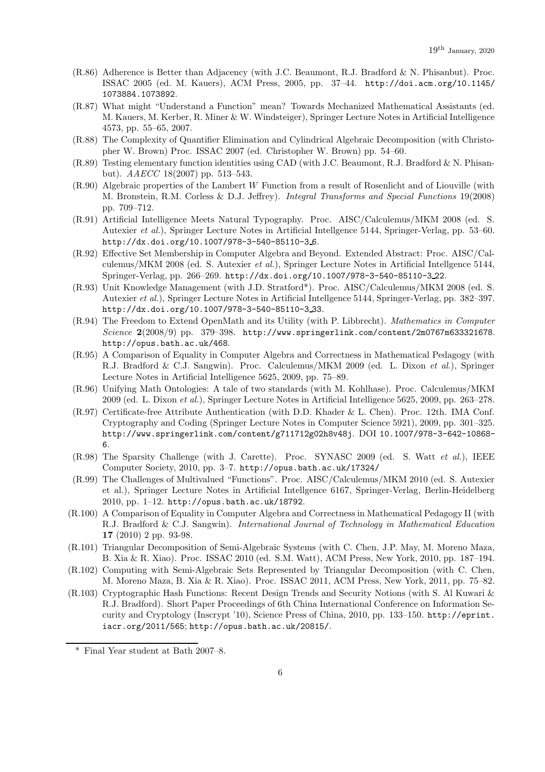(R.86) Adherence is Better than Adjacency (with J.C. Beaumont, R.J. Bradford & N. Phisanbut). Proc. ISSAC 2005 (ed. M. Kauers), ACM Press, 2005, pp. 37–44. `http://doi.acm.org/10.1145/1073884.1073892`.

(R.87) What might "Understand a Function" mean? Towards Mechanized Mathematical Assistants (ed. M. Kauers, M. Kerber, R. Miner & W. Windsteiger), Springer Lecture Notes in Artificial Intelligence 4573, pp. 55–65, 2007.

(R.88) The Complexity of Quantifier Elimination and Cylindrical Algebraic Decomposition (with Christopher W. Brown) Proc. ISSAC 2007 (ed. Christopher W. Brown) pp. 54–60.

(R.89) Testing elementary function identities using CAD (with J.C. Beaumont, R.J. Bradford & N. Phisanbut). *AAECC* 18(2007) pp. 513–543.

(R.90) Algebraic properties of the Lambert $W$ Function from a result of Rosenlicht and of Liouville (with M. Bronstein, R.M. Corless & D.J. Jeffrey). *Integral Transforms and Special Functions* 19(2008) pp. 709–712.

(R.91) Artificial Intelligence Meets Natural Typography. Proc. AISC/Calculemus/MKM 2008 (ed. S. Autexier *et al.*), Springer Lecture Notes in Artificial Intellgence 5144, Springer-Verlag, pp. 53–60. `http://dx.doi.org/10.1007/978-3-540-85110-3_6`.

(R.92) Effective Set Membership in Computer Algebra and Beyond. Extended Abstract: Proc. AISC/Calculemus/MKM 2008 (ed. S. Autexier *et al.*), Springer Lecture Notes in Artificial Intellgence 5144, Springer-Verlag, pp. 266–269. `http://dx.doi.org/10.1007/978-3-540-85110-3_22`.

(R.93) Unit Knowledge Management (with J.D. Stratford*). Proc. AISC/Calculemus/MKM 2008 (ed. S. Autexier *et al.*), Springer Lecture Notes in Artificial Intellgence 5144, Springer-Verlag, pp. 382–397. `http://dx.doi.org/10.1007/978-3-540-85110-3_33`.

(R.94) The Freedom to Extend OpenMath and its Utility (with P. Libbrecht). *Mathematics in Computer Science* **2**(2008/9) pp. 379–398. `http://www.springerlink.com/content/2m0767m633321678`. `http://opus.bath.ac.uk/468`.

(R.95) A Comparison of Equality in Computer Algebra and Correctness in Mathematical Pedagogy (with R.J. Bradford & C.J. Sangwin). Proc. Calculemus/MKM 2009 (ed. L. Dixon *et al.*), Springer Lecture Notes in Artificial Intelligence 5625, 2009, pp. 75–89.

(R.96) Unifying Math Ontologies: A tale of two standards (with M. Kohlhase). Proc. Calculemus/MKM 2009 (ed. L. Dixon *et al.*), Springer Lecture Notes in Artificial Intelligence 5625, 2009, pp. 263–278.

(R.97) Certificate-free Attribute Authentication (with D.D. Khader & L. Chen). Proc. 12th. IMA Conf. Cryptography and Coding (Springer Lecture Notes in Computer Science 5921), 2009, pp. 301–325. `http://www.springerlink.com/content/g711712g02h8v48j`. DOI `10.1007/978-3-642-10868-6`.

(R.98) The Sparsity Challenge (with J. Carette). Proc. SYNASC 2009 (ed. S. Watt *et al.*), IEEE Computer Society, 2010, pp. 3–7. `http://opus.bath.ac.uk/17324/`

(R.99) The Challenges of Multivalued "Functions". Proc. AISC/Calculemus/MKM 2010 (ed. S. Autexier et al.), Springer Lecture Notes in Artificial Intellgence 6167, Springer-Verlag, Berlin-Heidelberg 2010, pp. 1–12. `http://opus.bath.ac.uk/18792`.

(R.100) A Comparison of Equality in Computer Algebra and Correctness in Mathematical Pedagogy II (with R.J. Bradford & C.J. Sangwin). *International Journal of Technology in Mathematical Education* **17** (2010) 2 pp. 93-98.

(R.101) Triangular Decomposition of Semi-Algebraic Systems (with C. Chen, J.P. May, M. Moreno Maza, B. Xia & R. Xiao). Proc. ISSAC 2010 (ed. S.M. Watt), ACM Press, New York, 2010, pp. 187–194.

(R.102) Computing with Semi-Algebraic Sets Represented by Triangular Decomposition (with C. Chen, M. Moreno Maza, B. Xia & R. Xiao). Proc. ISSAC 2011, ACM Press, New York, 2011, pp. 75–82.

(R.103) Cryptographic Hash Functions: Recent Design Trends and Security Notions (with S. Al Kuwari & R.J. Bradford). Short Paper Proceedings of 6th China International Conference on Information Security and Cryptology (Inscrypt '10), Science Press of China, 2010, pp. 133–150. `http://eprint.iacr.org/2011/565`; `http://opus.bath.ac.uk/20815/`.

---

* Final Year student at Bath 2007–8.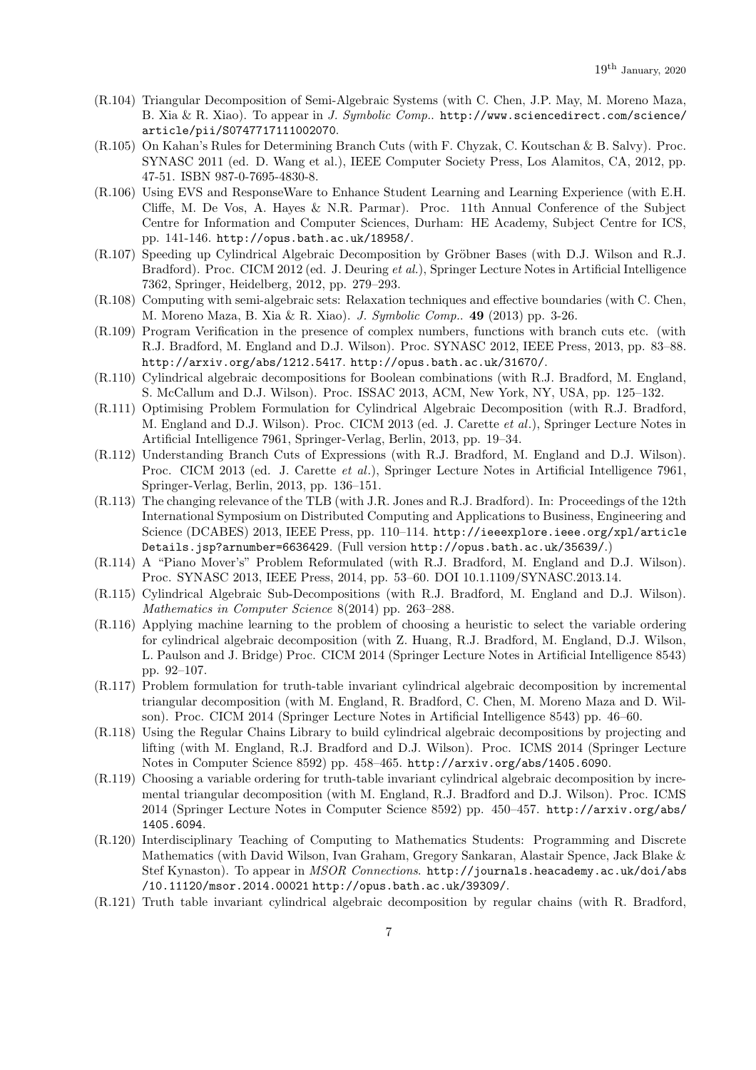(R.104) Triangular Decomposition of Semi-Algebraic Systems (with C. Chen, J.P. May, M. Moreno Maza, B. Xia & R. Xiao). To appear in *J. Symbolic Comp.*. `http://www.sciencedirect.com/science/article/pii/S0747717111002070`.

(R.105) On Kahan's Rules for Determining Branch Cuts (with F. Chyzak, C. Koutschan & B. Salvy). Proc. SYNASC 2011 (ed. D. Wang et al.), IEEE Computer Society Press, Los Alamitos, CA, 2012, pp. 47-51. ISBN 987-0-7695-4830-8.

(R.106) Using EVS and ResponseWare to Enhance Student Learning and Learning Experience (with E.H. Cliffe, M. De Vos, A. Hayes & N.R. Parmar). Proc. 11th Annual Conference of the Subject Centre for Information and Computer Sciences, Durham: HE Academy, Subject Centre for ICS, pp. 141-146. `http://opus.bath.ac.uk/18958/`.

(R.107) Speeding up Cylindrical Algebraic Decomposition by Gröbner Bases (with D.J. Wilson and R.J. Bradford). Proc. CICM 2012 (ed. J. Deuring *et al.*), Springer Lecture Notes in Artificial Intelligence 7362, Springer, Heidelberg, 2012, pp. 279–293.

(R.108) Computing with semi-algebraic sets: Relaxation techniques and effective boundaries (with C. Chen, M. Moreno Maza, B. Xia & R. Xiao). *J. Symbolic Comp.*. **49** (2013) pp. 3-26.

(R.109) Program Verification in the presence of complex numbers, functions with branch cuts etc. (with R.J. Bradford, M. England and D.J. Wilson). Proc. SYNASC 2012, IEEE Press, 2013, pp. 83–88. `http://arxiv.org/abs/1212.5417`. `http://opus.bath.ac.uk/31670/`.

(R.110) Cylindrical algebraic decompositions for Boolean combinations (with R.J. Bradford, M. England, S. McCallum and D.J. Wilson). Proc. ISSAC 2013, ACM, New York, NY, USA, pp. 125–132.

(R.111) Optimising Problem Formulation for Cylindrical Algebraic Decomposition (with R.J. Bradford, M. England and D.J. Wilson). Proc. CICM 2013 (ed. J. Carette *et al.*), Springer Lecture Notes in Artificial Intelligence 7961, Springer-Verlag, Berlin, 2013, pp. 19–34.

(R.112) Understanding Branch Cuts of Expressions (with R.J. Bradford, M. England and D.J. Wilson). Proc. CICM 2013 (ed. J. Carette *et al.*), Springer Lecture Notes in Artificial Intelligence 7961, Springer-Verlag, Berlin, 2013, pp. 136–151.

(R.113) The changing relevance of the TLB (with J.R. Jones and R.J. Bradford). In: Proceedings of the 12th International Symposium on Distributed Computing and Applications to Business, Engineering and Science (DCABES) 2013, IEEE Press, pp. 110–114. `http://ieeexplore.ieee.org/xpl/articleDetails.jsp?arnumber=6636429`. (Full version `http://opus.bath.ac.uk/35639/`.)

(R.114) A "Piano Mover's" Problem Reformulated (with R.J. Bradford, M. England and D.J. Wilson). Proc. SYNASC 2013, IEEE Press, 2014, pp. 53–60. DOI 10.1.1109/SYNASC.2013.14.

(R.115) Cylindrical Algebraic Sub-Decompositions (with R.J. Bradford, M. England and D.J. Wilson). *Mathematics in Computer Science* 8(2014) pp. 263–288.

(R.116) Applying machine learning to the problem of choosing a heuristic to select the variable ordering for cylindrical algebraic decomposition (with Z. Huang, R.J. Bradford, M. England, D.J. Wilson, L. Paulson and J. Bridge) Proc. CICM 2014 (Springer Lecture Notes in Artificial Intelligence 8543) pp. 92–107.

(R.117) Problem formulation for truth-table invariant cylindrical algebraic decomposition by incremental triangular decomposition (with M. England, R. Bradford, C. Chen, M. Moreno Maza and D. Wilson). Proc. CICM 2014 (Springer Lecture Notes in Artificial Intelligence 8543) pp. 46–60.

(R.118) Using the Regular Chains Library to build cylindrical algebraic decompositions by projecting and lifting (with M. England, R.J. Bradford and D.J. Wilson). Proc. ICMS 2014 (Springer Lecture Notes in Computer Science 8592) pp. 458–465. `http://arxiv.org/abs/1405.6090`.

(R.119) Choosing a variable ordering for truth-table invariant cylindrical algebraic decomposition by incremental triangular decomposition (with M. England, R.J. Bradford and D.J. Wilson). Proc. ICMS 2014 (Springer Lecture Notes in Computer Science 8592) pp. 450–457. `http://arxiv.org/abs/1405.6094`.

(R.120) Interdisciplinary Teaching of Computing to Mathematics Students: Programming and Discrete Mathematics (with David Wilson, Ivan Graham, Gregory Sankaran, Alastair Spence, Jack Blake & Stef Kynaston). To appear in *MSOR Connections*. `http://journals.heacademy.ac.uk/doi/abs/10.11120/msor.2014.00021` `http://opus.bath.ac.uk/39309/`.

(R.121) Truth table invariant cylindrical algebraic decomposition by regular chains (with R. Bradford,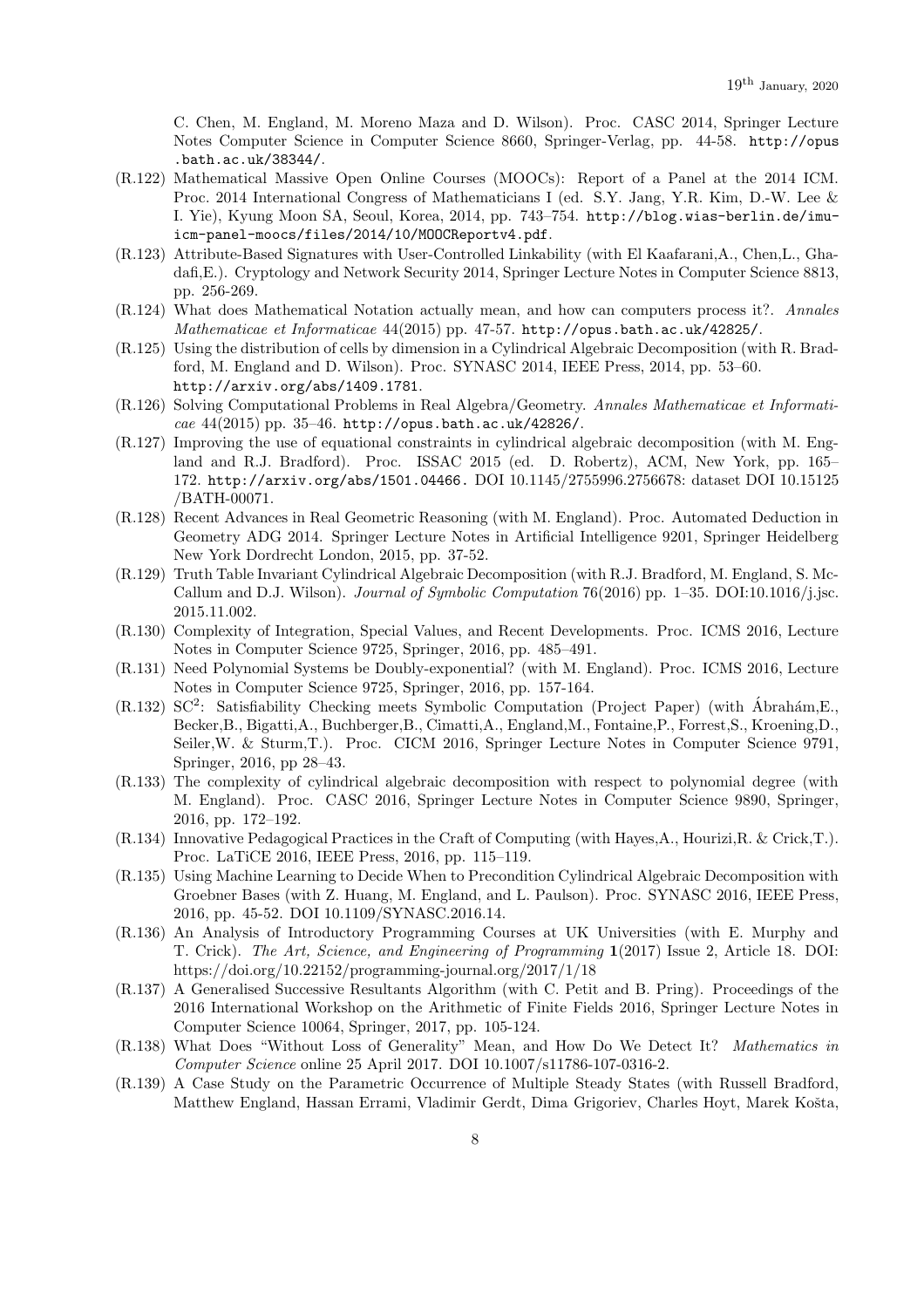C. Chen, M. England, M. Moreno Maza and D. Wilson). Proc. CASC 2014, Springer Lecture Notes Computer Science in Computer Science 8660, Springer-Verlag, pp. 44-58. http://opus.bath.ac.uk/38344/.

(R.122) Mathematical Massive Open Online Courses (MOOCs): Report of a Panel at the 2014 ICM. Proc. 2014 International Congress of Mathematicians I (ed. S.Y. Jang, Y.R. Kim, D.-W. Lee & I. Yie), Kyung Moon SA, Seoul, Korea, 2014, pp. 743–754. http://blog.wias-berlin.de/imu-icm-panel-moocs/files/2014/10/MOOCReportv4.pdf.

(R.123) Attribute-Based Signatures with User-Controlled Linkability (with El Kaafarani,A., Chen,L., Ghadafi,E.). Cryptology and Network Security 2014, Springer Lecture Notes in Computer Science 8813, pp. 256-269.

(R.124) What does Mathematical Notation actually mean, and how can computers process it?. *Annales Mathematicae et Informaticae* 44(2015) pp. 47-57. http://opus.bath.ac.uk/42825/.

(R.125) Using the distribution of cells by dimension in a Cylindrical Algebraic Decomposition (with R. Bradford, M. England and D. Wilson). Proc. SYNASC 2014, IEEE Press, 2014, pp. 53–60. http://arxiv.org/abs/1409.1781.

(R.126) Solving Computational Problems in Real Algebra/Geometry. *Annales Mathematicae et Informaticae* 44(2015) pp. 35–46. http://opus.bath.ac.uk/42826/.

(R.127) Improving the use of equational constraints in cylindrical algebraic decomposition (with M. England and R.J. Bradford). Proc. ISSAC 2015 (ed. D. Robertz), ACM, New York, pp. 165–172. http://arxiv.org/abs/1501.04466. DOI 10.1145/2755996.2756678: dataset DOI 10.15125/BATH-00071.

(R.128) Recent Advances in Real Geometric Reasoning (with M. England). Proc. Automated Deduction in Geometry ADG 2014. Springer Lecture Notes in Artificial Intelligence 9201, Springer Heidelberg New York Dordrecht London, 2015, pp. 37-52.

(R.129) Truth Table Invariant Cylindrical Algebraic Decomposition (with R.J. Bradford, M. England, S. McCallum and D.J. Wilson). *Journal of Symbolic Computation* 76(2016) pp. 1–35. DOI:10.1016/j.jsc.2015.11.002.

(R.130) Complexity of Integration, Special Values, and Recent Developments. Proc. ICMS 2016, Lecture Notes in Computer Science 9725, Springer, 2016, pp. 485–491.

(R.131) Need Polynomial Systems be Doubly-exponential? (with M. England). Proc. ICMS 2016, Lecture Notes in Computer Science 9725, Springer, 2016, pp. 157-164.

(R.132) SC$^2$: Satisfiability Checking meets Symbolic Computation (Project Paper) (with Ábrahám,E., Becker,B., Bigatti,A., Buchberger,B., Cimatti,A., England,M., Fontaine,P., Forrest,S., Kroening,D., Seiler,W. & Sturm,T.). Proc. CICM 2016, Springer Lecture Notes in Computer Science 9791, Springer, 2016, pp 28–43.

(R.133) The complexity of cylindrical algebraic decomposition with respect to polynomial degree (with M. England). Proc. CASC 2016, Springer Lecture Notes in Computer Science 9890, Springer, 2016, pp. 172–192.

(R.134) Innovative Pedagogical Practices in the Craft of Computing (with Hayes,A., Hourizi,R. & Crick,T.). Proc. LaTiCE 2016, IEEE Press, 2016, pp. 115–119.

(R.135) Using Machine Learning to Decide When to Precondition Cylindrical Algebraic Decomposition with Groebner Bases (with Z. Huang, M. England, and L. Paulson). Proc. SYNASC 2016, IEEE Press, 2016, pp. 45-52. DOI 10.1109/SYNASC.2016.14.

(R.136) An Analysis of Introductory Programming Courses at UK Universities (with E. Murphy and T. Crick). *The Art, Science, and Engineering of Programming* **1**(2017) Issue 2, Article 18. DOI: https://doi.org/10.22152/programming-journal.org/2017/1/18

(R.137) A Generalised Successive Resultants Algorithm (with C. Petit and B. Pring). Proceedings of the 2016 International Workshop on the Arithmetic of Finite Fields 2016, Springer Lecture Notes in Computer Science 10064, Springer, 2017, pp. 105-124.

(R.138) What Does "Without Loss of Generality" Mean, and How Do We Detect It? *Mathematics in Computer Science* online 25 April 2017. DOI 10.1007/s11786-107-0316-2.

(R.139) A Case Study on the Parametric Occurrence of Multiple Steady States (with Russell Bradford, Matthew England, Hassan Errami, Vladimir Gerdt, Dima Grigoriev, Charles Hoyt, Marek Košta,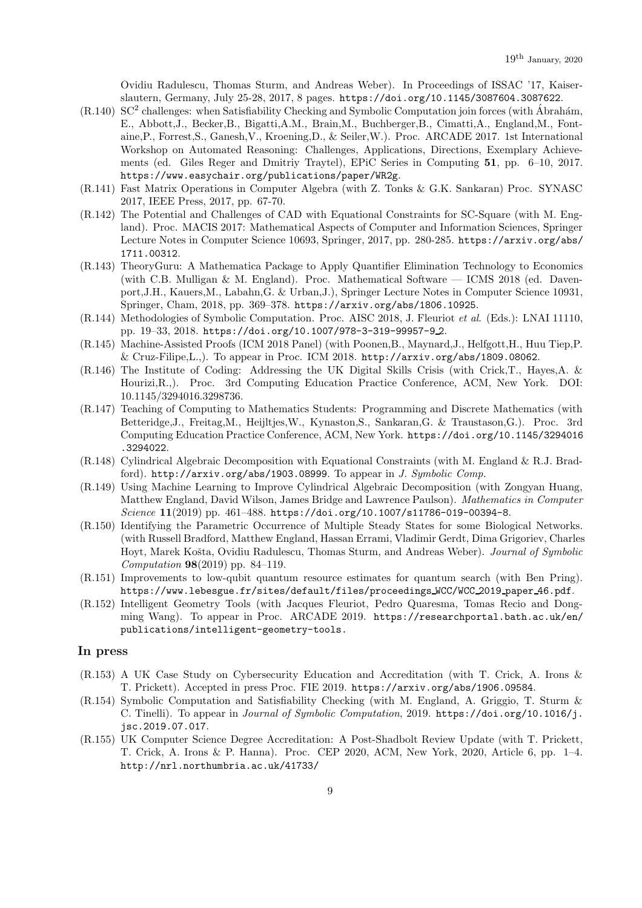Ovidiu Radulescu, Thomas Sturm, and Andreas Weber). In Proceedings of ISSAC '17, Kaiserslautern, Germany, July 25-28, 2017, 8 pages. https://doi.org/10.1145/3087604.3087622.

(R.140) $SC^2$ challenges: when Satisfiability Checking and Symbolic Computation join forces (with Ábrahám, E., Abbott,J., Becker,B., Bigatti,A.M., Brain,M., Buchberger,B., Cimatti,A., England,M., Fontaine,P., Forrest,S., Ganesh,V., Kroening,D., & Seiler,W.). Proc. ARCADE 2017. 1st International Workshop on Automated Reasoning: Challenges, Applications, Directions, Exemplary Achievements (ed. Giles Reger and Dmitriy Traytel), EPiC Series in Computing **51**, pp. 6–10, 2017. https://www.easychair.org/publications/paper/WR2g.

(R.141) Fast Matrix Operations in Computer Algebra (with Z. Tonks & G.K. Sankaran) Proc. SYNASC 2017, IEEE Press, 2017, pp. 67-70.

(R.142) The Potential and Challenges of CAD with Equational Constraints for SC-Square (with M. England). Proc. MACIS 2017: Mathematical Aspects of Computer and Information Sciences, Springer Lecture Notes in Computer Science 10693, Springer, 2017, pp. 280-285. https://arxiv.org/abs/1711.00312.

(R.143) TheoryGuru: A Mathematica Package to Apply Quantifier Elimination Technology to Economics (with C.B. Mulligan & M. England). Proc. Mathematical Software — ICMS 2018 (ed. Davenport,J.H., Kauers,M., Labahn,G. & Urban,J.), Springer Lecture Notes in Computer Science 10931, Springer, Cham, 2018, pp. 369–378. https://arxiv.org/abs/1806.10925.

(R.144) Methodologies of Symbolic Computation. Proc. AISC 2018, J. Fleuriot *et al*. (Eds.): LNAI 11110, pp. 19–33, 2018. https://doi.org/10.1007/978-3-319-99957-9_2.

(R.145) Machine-Assisted Proofs (ICM 2018 Panel) (with Poonen,B., Maynard,J., Helfgott,H., Huu Tiep,P. & Cruz-Filipe,L.,). To appear in Proc. ICM 2018. http://arxiv.org/abs/1809.08062.

(R.146) The Institute of Coding: Addressing the UK Digital Skills Crisis (with Crick,T., Hayes,A. & Hourizi,R.,). Proc. 3rd Computing Education Practice Conference, ACM, New York. DOI: 10.1145/3294016.3298736.

(R.147) Teaching of Computing to Mathematics Students: Programming and Discrete Mathematics (with Betteridge,J., Freitag,M., Heijltjes,W., Kynaston,S., Sankaran,G. & Traustason,G.). Proc. 3rd Computing Education Practice Conference, ACM, New York. https://doi.org/10.1145/3294016.3294022.

(R.148) Cylindrical Algebraic Decomposition with Equational Constraints (with M. England & R.J. Bradford). http://arxiv.org/abs/1903.08999. To appear in *J. Symbolic Comp.*

(R.149) Using Machine Learning to Improve Cylindrical Algebraic Decomposition (with Zongyan Huang, Matthew England, David Wilson, James Bridge and Lawrence Paulson). *Mathematics in Computer Science* **11**(2019) pp. 461–488. https://doi.org/10.1007/s11786-019-00394-8.

(R.150) Identifying the Parametric Occurrence of Multiple Steady States for some Biological Networks. (with Russell Bradford, Matthew England, Hassan Errami, Vladimir Gerdt, Dima Grigoriev, Charles Hoyt, Marek Košta, Ovidiu Radulescu, Thomas Sturm, and Andreas Weber). *Journal of Symbolic Computation* **98**(2019) pp. 84–119.

(R.151) Improvements to low-qubit quantum resource estimates for quantum search (with Ben Pring). https://www.lebesgue.fr/sites/default/files/proceedings_WCC/WCC_2019_paper_46.pdf.

(R.152) Intelligent Geometry Tools (with Jacques Fleuriot, Pedro Quaresma, Tomas Recio and Dongming Wang). To appear in Proc. ARCADE 2019. https://researchportal.bath.ac.uk/en/publications/intelligent-geometry-tools.

## In press

(R.153) A UK Case Study on Cybersecurity Education and Accreditation (with T. Crick, A. Irons & T. Prickett). Accepted in press Proc. FIE 2019. https://arxiv.org/abs/1906.09584.

(R.154) Symbolic Computation and Satisfiability Checking (with M. England, A. Griggio, T. Sturm & C. Tinelli). To appear in *Journal of Symbolic Computation*, 2019. https://doi.org/10.1016/j.jsc.2019.07.017.

(R.155) UK Computer Science Degree Accreditation: A Post-Shadbolt Review Update (with T. Prickett, T. Crick, A. Irons & P. Hanna). Proc. CEP 2020, ACM, New York, 2020, Article 6, pp. 1–4. http://nrl.northumbria.ac.uk/41733/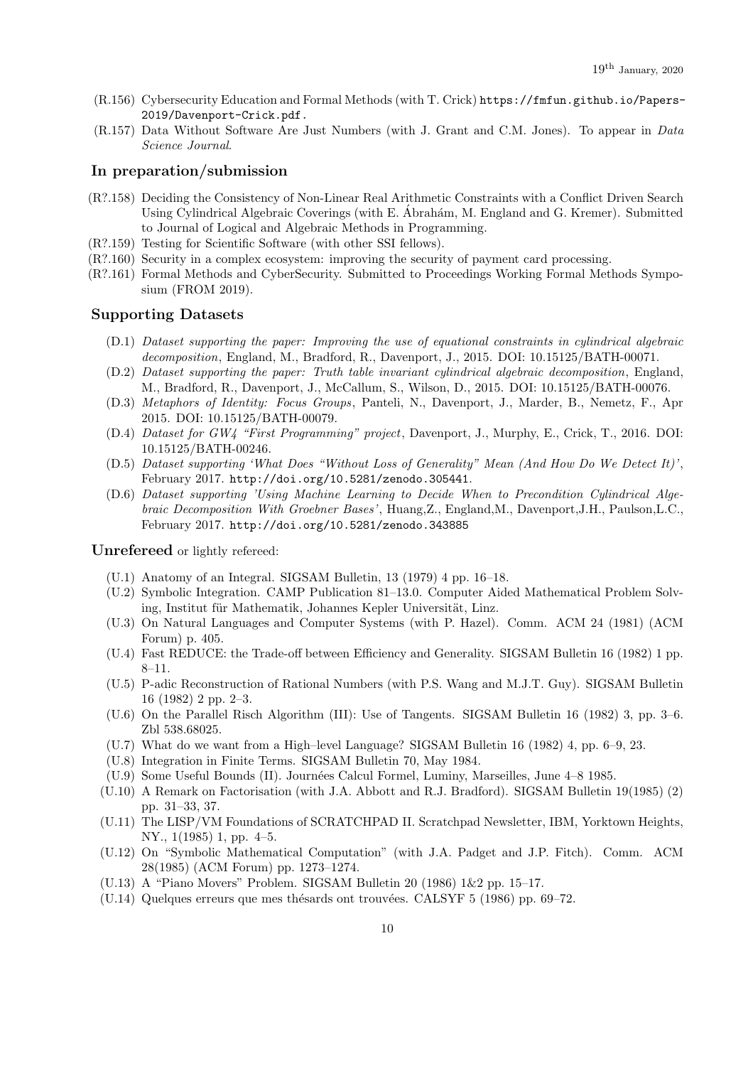- (R.156) Cybersecurity Education and Formal Methods (with T. Crick) https://fmfun.github.io/Papers-2019/Davenport-Crick.pdf.
- (R.157) Data Without Software Are Just Numbers (with J. Grant and C.M. Jones). To appear in *Data Science Journal*.

### In preparation/submission

- (R?.158) Deciding the Consistency of Non-Linear Real Arithmetic Constraints with a Conflict Driven Search Using Cylindrical Algebraic Coverings (with E. Ábrahám, M. England and G. Kremer). Submitted to Journal of Logical and Algebraic Methods in Programming.
- (R?.159) Testing for Scientific Software (with other SSI fellows).
- (R?.160) Security in a complex ecosystem: improving the security of payment card processing.
- (R?.161) Formal Methods and CyberSecurity. Submitted to Proceedings Working Formal Methods Symposium (FROM 2019).

### Supporting Datasets

- (D.1) *Dataset supporting the paper: Improving the use of equational constraints in cylindrical algebraic decomposition*, England, M., Bradford, R., Davenport, J., 2015. DOI: 10.15125/BATH-00071.
- (D.2) *Dataset supporting the paper: Truth table invariant cylindrical algebraic decomposition*, England, M., Bradford, R., Davenport, J., McCallum, S., Wilson, D., 2015. DOI: 10.15125/BATH-00076.
- (D.3) *Metaphors of Identity: Focus Groups*, Panteli, N., Davenport, J., Marder, B., Nemetz, F., Apr 2015. DOI: 10.15125/BATH-00079.
- (D.4) *Dataset for GW4 "First Programming" project*, Davenport, J., Murphy, E., Crick, T., 2016. DOI: 10.15125/BATH-00246.
- (D.5) *Dataset supporting 'What Does "Without Loss of Generality" Mean (And How Do We Detect It)'*, February 2017. http://doi.org/10.5281/zenodo.305441.
- (D.6) *Dataset supporting 'Using Machine Learning to Decide When to Precondition Cylindrical Algebraic Decomposition With Groebner Bases'*, Huang,Z., England,M., Davenport,J.H., Paulson,L.C., February 2017. http://doi.org/10.5281/zenodo.343885

**Unrefereed** or lightly refereed:

- (U.1) Anatomy of an Integral. SIGSAM Bulletin, 13 (1979) 4 pp. 16–18.
- (U.2) Symbolic Integration. CAMP Publication 81–13.0. Computer Aided Mathematical Problem Solving, Institut für Mathematik, Johannes Kepler Universität, Linz.
- (U.3) On Natural Languages and Computer Systems (with P. Hazel). Comm. ACM 24 (1981) (ACM Forum) p. 405.
- (U.4) Fast REDUCE: the Trade-off between Efficiency and Generality. SIGSAM Bulletin 16 (1982) 1 pp. 8–11.
- (U.5) P-adic Reconstruction of Rational Numbers (with P.S. Wang and M.J.T. Guy). SIGSAM Bulletin 16 (1982) 2 pp. 2–3.
- (U.6) On the Parallel Risch Algorithm (III): Use of Tangents. SIGSAM Bulletin 16 (1982) 3, pp. 3–6. Zbl 538.68025.
- (U.7) What do we want from a High–level Language? SIGSAM Bulletin 16 (1982) 4, pp. 6–9, 23.
- (U.8) Integration in Finite Terms. SIGSAM Bulletin 70, May 1984.
- (U.9) Some Useful Bounds (II). Journées Calcul Formel, Luminy, Marseilles, June 4–8 1985.
- (U.10) A Remark on Factorisation (with J.A. Abbott and R.J. Bradford). SIGSAM Bulletin 19(1985) (2) pp. 31–33, 37.
- (U.11) The LISP/VM Foundations of SCRATCHPAD II. Scratchpad Newsletter, IBM, Yorktown Heights, NY., 1(1985) 1, pp. 4–5.
- (U.12) On "Symbolic Mathematical Computation" (with J.A. Padget and J.P. Fitch). Comm. ACM 28(1985) (ACM Forum) pp. 1273–1274.
- (U.13) A "Piano Movers" Problem. SIGSAM Bulletin 20 (1986) 1&2 pp. 15–17.
- (U.14) Quelques erreurs que mes thésards ont trouvées. CALSYF 5 (1986) pp. 69–72.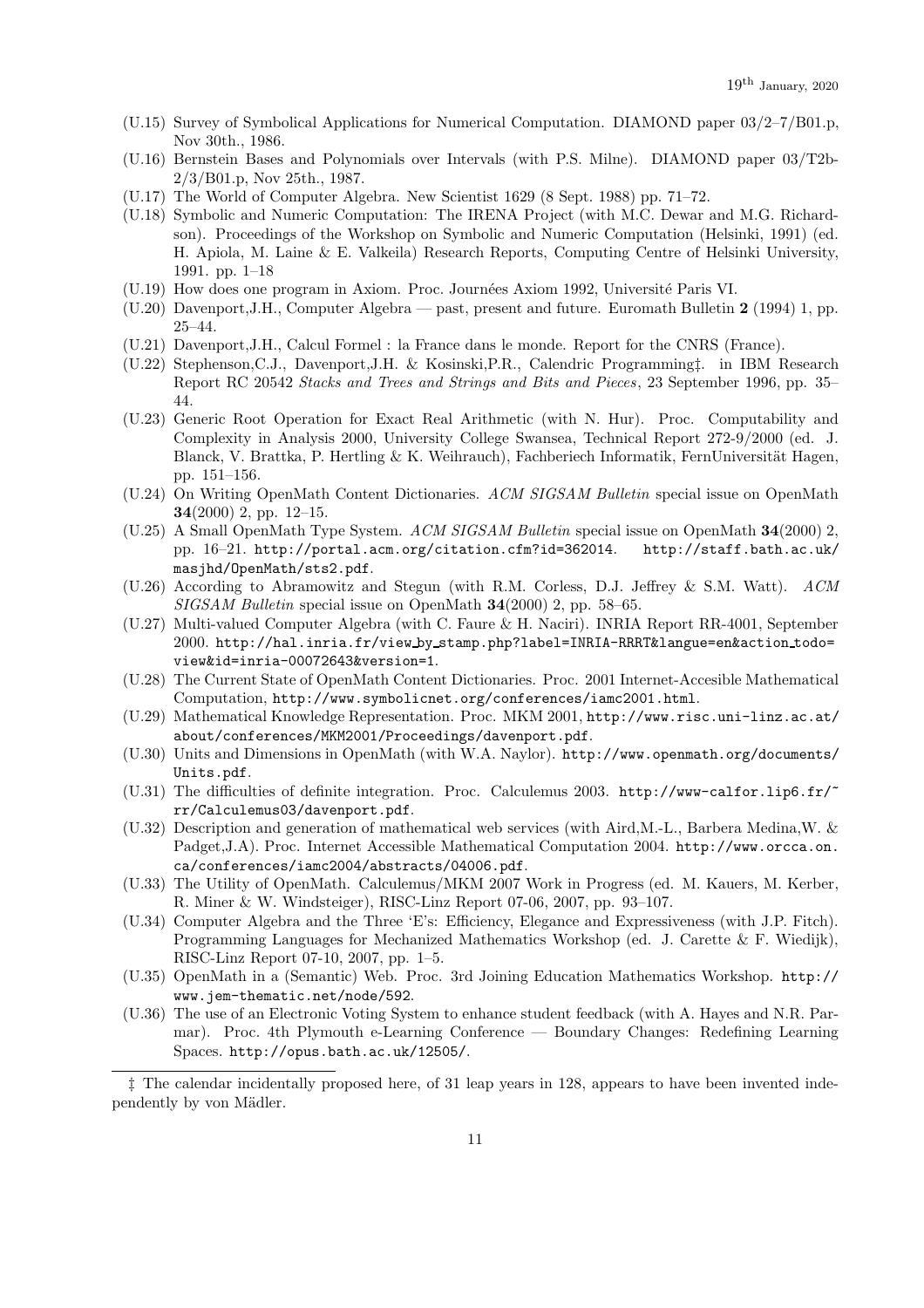(U.15) Survey of Symbolical Applications for Numerical Computation. DIAMOND paper 03/2–7/B01.p, Nov 30th., 1986.

(U.16) Bernstein Bases and Polynomials over Intervals (with P.S. Milne). DIAMOND paper 03/T2b-2/3/B01.p, Nov 25th., 1987.

(U.17) The World of Computer Algebra. New Scientist 1629 (8 Sept. 1988) pp. 71–72.

(U.18) Symbolic and Numeric Computation: The IRENA Project (with M.C. Dewar and M.G. Richardson). Proceedings of the Workshop on Symbolic and Numeric Computation (Helsinki, 1991) (ed. H. Apiola, M. Laine & E. Valkeila) Research Reports, Computing Centre of Helsinki University, 1991. pp. 1–18

(U.19) How does one program in Axiom. Proc. Journées Axiom 1992, Université Paris VI.

(U.20) Davenport,J.H., Computer Algebra — past, present and future. Euromath Bulletin **2** (1994) 1, pp. 25–44.

(U.21) Davenport,J.H., Calcul Formel : la France dans le monde. Report for the CNRS (France).

(U.22) Stephenson,C.J., Davenport,J.H. & Kosinski,P.R., Calendric Programming‡. in IBM Research Report RC 20542 *Stacks and Trees and Strings and Bits and Pieces*, 23 September 1996, pp. 35–44.

(U.23) Generic Root Operation for Exact Real Arithmetic (with N. Hur). Proc. Computability and Complexity in Analysis 2000, University College Swansea, Technical Report 272-9/2000 (ed. J. Blanck, V. Brattka, P. Hertling & K. Weihrauch), Fachberiech Informatik, FernUniversität Hagen, pp. 151–156.

(U.24) On Writing OpenMath Content Dictionaries. *ACM SIGSAM Bulletin* special issue on OpenMath **34**(2000) 2, pp. 12–15.

(U.25) A Small OpenMath Type System. *ACM SIGSAM Bulletin* special issue on OpenMath **34**(2000) 2, pp. 16–21. `http://portal.acm.org/citation.cfm?id=362014`. `http://staff.bath.ac.uk/masjhd/OpenMath/sts2.pdf`.

(U.26) According to Abramowitz and Stegun (with R.M. Corless, D.J. Jeffrey & S.M. Watt). *ACM SIGSAM Bulletin* special issue on OpenMath **34**(2000) 2, pp. 58–65.

(U.27) Multi-valued Computer Algebra (with C. Faure & H. Naciri). INRIA Report RR-4001, September 2000. `http://hal.inria.fr/view_by_stamp.php?label=INRIA-RRRT&langue=en&action_todo=view&id=inria-00072643&version=1`.

(U.28) The Current State of OpenMath Content Dictionaries. Proc. 2001 Internet-Accesible Mathematical Computation, `http://www.symbolicnet.org/conferences/iamc2001.html`.

(U.29) Mathematical Knowledge Representation. Proc. MKM 2001, `http://www.risc.uni-linz.ac.at/about/conferences/MKM2001/Proceedings/davenport.pdf`.

(U.30) Units and Dimensions in OpenMath (with W.A. Naylor). `http://www.openmath.org/documents/Units.pdf`.

(U.31) The difficulties of definite integration. Proc. Calculemus 2003. `http://www-calfor.lip6.fr/~rr/Calculemus03/davenport.pdf`.

(U.32) Description and generation of mathematical web services (with Aird,M.-L., Barbera Medina,W. & Padget,J.A). Proc. Internet Accessible Mathematical Computation 2004. `http://www.orcca.on.ca/conferences/iamc2004/abstracts/04006.pdf`.

(U.33) The Utility of OpenMath. Calculemus/MKM 2007 Work in Progress (ed. M. Kauers, M. Kerber, R. Miner & W. Windsteiger), RISC-Linz Report 07-06, 2007, pp. 93–107.

(U.34) Computer Algebra and the Three 'E's: Efficiency, Elegance and Expressiveness (with J.P. Fitch). Programming Languages for Mechanized Mathematics Workshop (ed. J. Carette & F. Wiedijk), RISC-Linz Report 07-10, 2007, pp. 1–5.

(U.35) OpenMath in a (Semantic) Web. Proc. 3rd Joining Education Mathematics Workshop. `http://www.jem-thematic.net/node/592`.

(U.36) The use of an Electronic Voting System to enhance student feedback (with A. Hayes and N.R. Parmar). Proc. 4th Plymouth e-Learning Conference — Boundary Changes: Redefining Learning Spaces. `http://opus.bath.ac.uk/12505/`.

---

‡ The calendar incidentally proposed here, of 31 leap years in 128, appears to have been invented independently by von Mädler.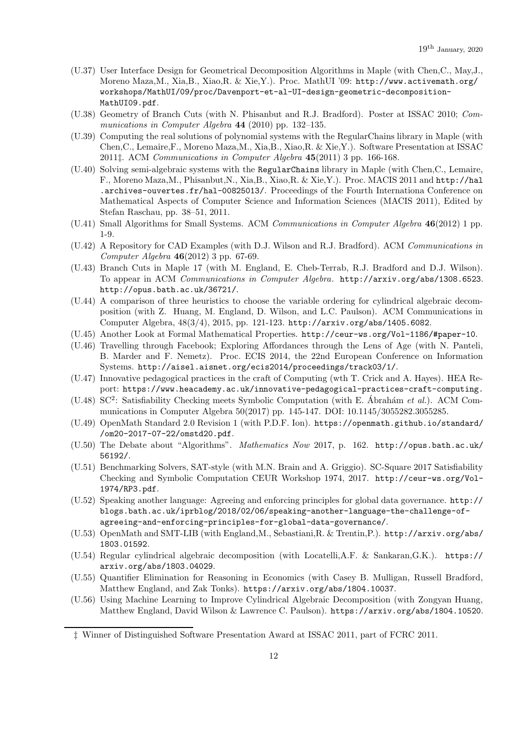(U.37) User Interface Design for Geometrical Decomposition Algorithms in Maple (with Chen,C., May,J., Moreno Maza,M., Xia,B., Xiao,R. & Xie,Y.). Proc. MathUI '09: http://www.activemath.org/workshops/MathUI/09/proc/Davenport-et-al-UI-design-geometric-decomposition-MathUI09.pdf.

(U.38) Geometry of Branch Cuts (with N. Phisanbut and R.J. Bradford). Poster at ISSAC 2010; *Communications in Computer Algebra* **44** (2010) pp. 132–135.

(U.39) Computing the real solutions of polynomial systems with the RegularChains library in Maple (with Chen,C., Lemaire,F., Moreno Maza,M., Xia,B., Xiao,R. & Xie,Y.). Software Presentation at ISSAC 2011‡. ACM *Communications in Computer Algebra* **45**(2011) 3 pp. 166-168.

(U.40) Solving semi-algebraic systems with the RegularChains library in Maple (with Chen,C., Lemaire, F., Moreno Maza,M., Phisanbut,N., Xia,B., Xiao,R. & Xie,Y.). Proc. MACIS 2011 and http://hal.archives-ouvertes.fr/hal-00825013/. Proceedings of the Fourth Internationa Conference on Mathematical Aspects of Computer Science and Information Sciences (MACIS 2011), Edited by Stefan Raschau, pp. 38–51, 2011.

(U.41) Small Algorithms for Small Systems. ACM *Communications in Computer Algebra* **46**(2012) 1 pp. 1-9.

(U.42) A Repository for CAD Examples (with D.J. Wilson and R.J. Bradford). ACM *Communications in Computer Algebra* **46**(2012) 3 pp. 67-69.

(U.43) Branch Cuts in Maple 17 (with M. England, E. Cheb-Terrab, R.J. Bradford and D.J. Wilson). To appear in ACM *Communications in Computer Algebra*. http://arxiv.org/abs/1308.6523. http://opus.bath.ac.uk/36721/.

(U.44) A comparison of three heuristics to choose the variable ordering for cylindrical algebraic decomposition (with Z. Huang, M. England, D. Wilson, and L.C. Paulson). ACM Communications in Computer Algebra, 48(3/4), 2015, pp. 121-123. http://arxiv.org/abs/1405.6082.

(U.45) Another Look at Formal Mathematical Properties. http://ceur-ws.org/Vol-1186/#paper-10.

(U.46) Travelling through Facebook; Exploring Affordances through the Lens of Age (with N. Panteli, B. Marder and F. Nemetz). Proc. ECIS 2014, the 22nd European Conference on Information Systems. http://aisel.aisnet.org/ecis2014/proceedings/track03/1/.

(U.47) Innovative pedagogical practices in the craft of Computing (wth T. Crick and A. Hayes). HEA Report: https://www.heacademy.ac.uk/innovative-pedagogical-practices-craft-computing.

(U.48) SC$^2$: Satisfiability Checking meets Symbolic Computation (with E. Ábrahám *et al.*). ACM Communications in Computer Algebra 50(2017) pp. 145-147. DOI: 10.1145/3055282.3055285.

(U.49) OpenMath Standard 2.0 Revision 1 (with P.D.F. Ion). https://openmath.github.io/standard//om20-2017-07-22/omstd20.pdf.

(U.50) The Debate about "Algorithms". *Mathematics Now* 2017, p. 162. http://opus.bath.ac.uk/56192/.

(U.51) Benchmarking Solvers, SAT-style (with M.N. Brain and A. Griggio). SC-Square 2017 Satisfiability Checking and Symbolic Computation CEUR Workshop 1974, 2017. http://ceur-ws.org/Vol-1974/RP3.pdf.

(U.52) Speaking another language: Agreeing and enforcing principles for global data governance. http://blogs.bath.ac.uk/iprblog/2018/02/06/speaking-another-language-the-challenge-of-agreeing-and-enforcing-principles-for-global-data-governance/.

(U.53) OpenMath and SMT-LIB (with England,M., Sebastiani,R. & Trentin,P.). http://arxiv.org/abs/1803.01592.

(U.54) Regular cylindrical algebraic decomposition (with Locatelli,A.F. & Sankaran,G.K.). https://arxiv.org/abs/1803.04029.

(U.55) Quantifier Elimination for Reasoning in Economics (with Casey B. Mulligan, Russell Bradford, Matthew England, and Zak Tonks). https://arxiv.org/abs/1804.10037.

(U.56) Using Machine Learning to Improve Cylindrical Algebraic Decomposition (with Zongyan Huang, Matthew England, David Wilson & Lawrence C. Paulson). https://arxiv.org/abs/1804.10520.

‡ Winner of Distinguished Software Presentation Award at ISSAC 2011, part of FCRC 2011.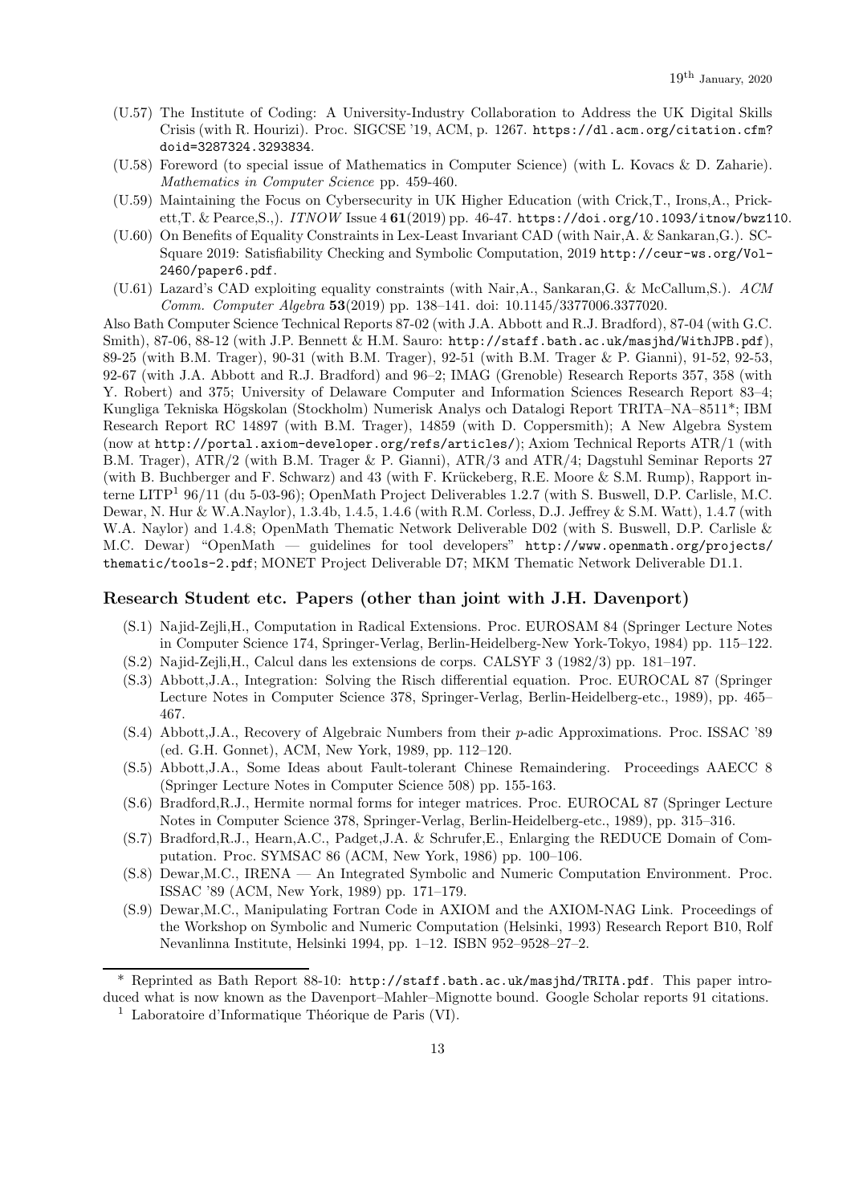(U.57) The Institute of Coding: A University-Industry Collaboration to Address the UK Digital Skills Crisis (with R. Hourizi). Proc. SIGCSE '19, ACM, p. 1267. https://dl.acm.org/citation.cfm?doid=3287324.3293834.

(U.58) Foreword (to special issue of Mathematics in Computer Science) (with L. Kovacs & D. Zaharie). *Mathematics in Computer Science* pp. 459-460.

(U.59) Maintaining the Focus on Cybersecurity in UK Higher Education (with Crick,T., Irons,A., Prickett,T. & Pearce,S.,). *ITNOW* Issue 4 **61**(2019) pp. 46-47. https://doi.org/10.1093/itnow/bwz110.

(U.60) On Benefits of Equality Constraints in Lex-Least Invariant CAD (with Nair,A. & Sankaran,G.). SC-Square 2019: Satisfiability Checking and Symbolic Computation, 2019 http://ceur-ws.org/Vol-2460/paper6.pdf.

(U.61) Lazard's CAD exploiting equality constraints (with Nair,A., Sankaran,G. & McCallum,S.). *ACM Comm. Computer Algebra* **53**(2019) pp. 138–141. doi: 10.1145/3377006.3377020.

Also Bath Computer Science Technical Reports 87-02 (with J.A. Abbott and R.J. Bradford), 87-04 (with G.C. Smith), 87-06, 88-12 (with J.P. Bennett & H.M. Sauro: http://staff.bath.ac.uk/masjhd/WithJPB.pdf), 89-25 (with B.M. Trager), 90-31 (with B.M. Trager), 92-51 (with B.M. Trager & P. Gianni), 91-52, 92-53, 92-67 (with J.A. Abbott and R.J. Bradford) and 96–2; IMAG (Grenoble) Research Reports 357, 358 (with Y. Robert) and 375; University of Delaware Computer and Information Sciences Research Report 83–4; Kungliga Tekniska Högskolan (Stockholm) Numerisk Analys och Datalogi Report TRITA–NA–8511*; IBM Research Report RC 14897 (with B.M. Trager), 14859 (with D. Coppersmith); A New Algebra System (now at http://portal.axiom-developer.org/refs/articles/); Axiom Technical Reports ATR/1 (with B.M. Trager), ATR/2 (with B.M. Trager & P. Gianni), ATR/3 and ATR/4; Dagstuhl Seminar Reports 27 (with B. Buchberger and F. Schwarz) and 43 (with F. Krückeberg, R.E. Moore & S.M. Rump), Rapport interne LITP[1] 96/11 (du 5-03-96); OpenMath Project Deliverables 1.2.7 (with S. Buswell, D.P. Carlisle, M.C. Dewar, N. Hur & W.A.Naylor), 1.3.4b, 1.4.5, 1.4.6 (with R.M. Corless, D.J. Jeffrey & S.M. Watt), 1.4.7 (with W.A. Naylor) and 1.4.8; OpenMath Thematic Network Deliverable D02 (with S. Buswell, D.P. Carlisle & M.C. Dewar) "OpenMath — guidelines for tool developers" http://www.openmath.org/projects/thematic/tools-2.pdf; MONET Project Deliverable D7; MKM Thematic Network Deliverable D1.1.

## Research Student etc. Papers (other than joint with J.H. Davenport)

(S.1) Najid-Zejli,H., Computation in Radical Extensions. Proc. EUROSAM 84 (Springer Lecture Notes in Computer Science 174, Springer-Verlag, Berlin-Heidelberg-New York-Tokyo, 1984) pp. 115–122.

(S.2) Najid-Zejli,H., Calcul dans les extensions de corps. CALSYF 3 (1982/3) pp. 181–197.

(S.3) Abbott,J.A., Integration: Solving the Risch differential equation. Proc. EUROCAL 87 (Springer Lecture Notes in Computer Science 378, Springer-Verlag, Berlin-Heidelberg-etc., 1989), pp. 465–467.

(S.4) Abbott,J.A., Recovery of Algebraic Numbers from their $p$-adic Approximations. Proc. ISSAC '89 (ed. G.H. Gonnet), ACM, New York, 1989, pp. 112–120.

(S.5) Abbott,J.A., Some Ideas about Fault-tolerant Chinese Remaindering. Proceedings AAECC 8 (Springer Lecture Notes in Computer Science 508) pp. 155-163.

(S.6) Bradford,R.J., Hermite normal forms for integer matrices. Proc. EUROCAL 87 (Springer Lecture Notes in Computer Science 378, Springer-Verlag, Berlin-Heidelberg-etc., 1989), pp. 315–316.

(S.7) Bradford,R.J., Hearn,A.C., Padget,J.A. & Schrufer,E., Enlarging the REDUCE Domain of Computation. Proc. SYMSAC 86 (ACM, New York, 1986) pp. 100–106.

(S.8) Dewar,M.C., IRENA — An Integrated Symbolic and Numeric Computation Environment. Proc. ISSAC '89 (ACM, New York, 1989) pp. 171–179.

(S.9) Dewar,M.C., Manipulating Fortran Code in AXIOM and the AXIOM-NAG Link. Proceedings of the Workshop on Symbolic and Numeric Computation (Helsinki, 1993) Research Report B10, Rolf Nevanlinna Institute, Helsinki 1994, pp. 1–12. ISBN 952–9528–27–2.

---

\* Reprinted as Bath Report 88-10: http://staff.bath.ac.uk/masjhd/TRITA.pdf. This paper introduced what is now known as the Davenport–Mahler–Mignotte bound. Google Scholar reports 91 citations.

[1] Laboratoire d'Informatique Théorique de Paris (VI).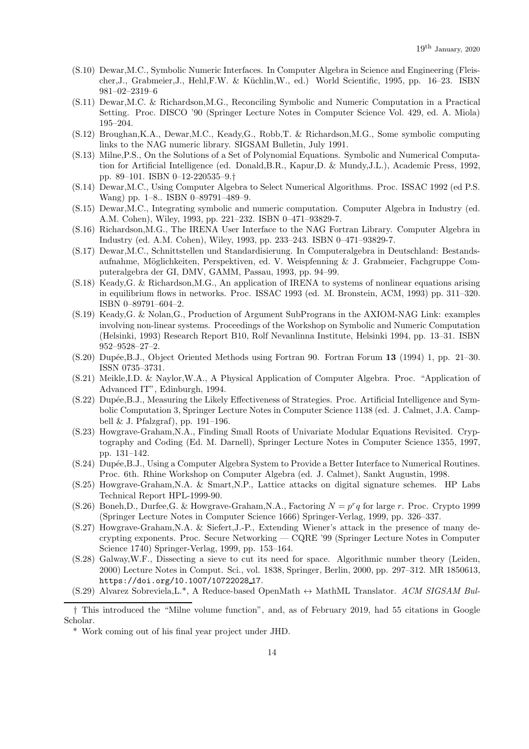(S.10) Dewar,M.C., Symbolic Numeric Interfaces. In Computer Algebra in Science and Engineering (Fleischer,J., Grabmeier,J., Hehl,F.W. & Küchlin,W., ed.) World Scientific, 1995, pp. 16–23. ISBN 981–02–2319–6

(S.11) Dewar,M.C. & Richardson,M.G., Reconciling Symbolic and Numeric Computation in a Practical Setting. Proc. DISCO '90 (Springer Lecture Notes in Computer Science Vol. 429, ed. A. Miola) 195–204.

(S.12) Broughan,K.A., Dewar,M.C., Keady,G., Robb,T. & Richardson,M.G., Some symbolic computing links to the NAG numeric library. SIGSAM Bulletin, July 1991.

(S.13) Milne,P.S., On the Solutions of a Set of Polynomial Equations. Symbolic and Numerical Computation for Artificial Intelligence (ed. Donald,B.R., Kapur,D. & Mundy,J.L.), Academic Press, 1992, pp. 89–101. ISBN 0–12-220535–9.†

(S.14) Dewar,M.C., Using Computer Algebra to Select Numerical Algorithms. Proc. ISSAC 1992 (ed P.S. Wang) pp. 1–8.. ISBN 0–89791–489–9.

(S.15) Dewar,M.C., Integrating symbolic and numeric computation. Computer Algebra in Industry (ed. A.M. Cohen), Wiley, 1993, pp. 221–232. ISBN 0–471–93829-7.

(S.16) Richardson,M.G., The IRENA User Interface to the NAG Fortran Library. Computer Algebra in Industry (ed. A.M. Cohen), Wiley, 1993, pp. 233–243. ISBN 0–471–93829-7.

(S.17) Dewar,M.C., Schnittstellen und Standardisierung. In Computeralgebra in Deutschland: Bestandsaufnahme, Möglichkeiten, Perspektiven, ed. V. Weispfenning & J. Grabmeier, Fachgruppe Computeralgebra der GI, DMV, GAMM, Passau, 1993, pp. 94–99.

(S.18) Keady,G. & Richardson,M.G., An application of IRENA to systems of nonlinear equations arising in equilibrium flows in networks. Proc. ISSAC 1993 (ed. M. Bronstein, ACM, 1993) pp. 311–320. ISBN 0–89791–604–2.

(S.19) Keady,G. & Nolan,G., Production of Argument SubPrograns in the AXIOM-NAG Link: examples involving non-linear systems. Proceedings of the Workshop on Symbolic and Numeric Computation (Helsinki, 1993) Research Report B10, Rolf Nevanlinna Institute, Helsinki 1994, pp. 13–31. ISBN 952–9528–27–2.

(S.20) Dupée,B.J., Object Oriented Methods using Fortran 90. Fortran Forum **13** (1994) 1, pp. 21–30. ISSN 0735–3731.

(S.21) Meikle,I.D. & Naylor,W.A., A Physical Application of Computer Algebra. Proc. "Application of Advanced IT", Edinburgh, 1994.

(S.22) Dupée,B.J., Measuring the Likely Effectiveness of Strategies. Proc. Artificial Intelligence and Symbolic Computation 3, Springer Lecture Notes in Computer Science 1138 (ed. J. Calmet, J.A. Campbell & J. Pfalzgraf), pp. 191–196.

(S.23) Howgrave-Graham,N.A., Finding Small Roots of Univariate Modular Equations Revisited. Cryptography and Coding (Ed. M. Darnell), Springer Lecture Notes in Computer Science 1355, 1997, pp. 131–142.

(S.24) Dupée,B.J., Using a Computer Algebra System to Provide a Better Interface to Numerical Routines. Proc. 6th. Rhine Workshop on Computer Algebra (ed. J. Calmet), Sankt Augustin, 1998.

(S.25) Howgrave-Graham,N.A. & Smart,N.P., Lattice attacks on digital signature schemes. HP Labs Technical Report HPL-1999-90.

(S.26) Boneh,D., Durfee,G. & Howgrave-Graham,N.A., Factoring $N = p^r q$ for large $r$. Proc. Crypto 1999 (Springer Lecture Notes in Computer Science 1666) Springer-Verlag, 1999, pp. 326–337.

(S.27) Howgrave-Graham,N.A. & Siefert,J.-P., Extending Wiener's attack in the presence of many decrypting exponents. Proc. Secure Networking — CQRE '99 (Springer Lecture Notes in Computer Science 1740) Springer-Verlag, 1999, pp. 153–164.

(S.28) Galway,W.F., Dissecting a sieve to cut its need for space. Algorithmic number theory (Leiden, 2000) Lecture Notes in Comput. Sci., vol. 1838, Springer, Berlin, 2000, pp. 297–312. MR 1850613, https://doi.org/10.1007/10722028_17.

(S.29) Alvarez Sobreviela,L.*, A Reduce-based OpenMath ↔ MathML Translator. *ACM SIGSAM Bul-*

† This introduced the "Milne volume function", and, as of February 2019, had 55 citations in Google Scholar.

\* Work coming out of his final year project under JHD.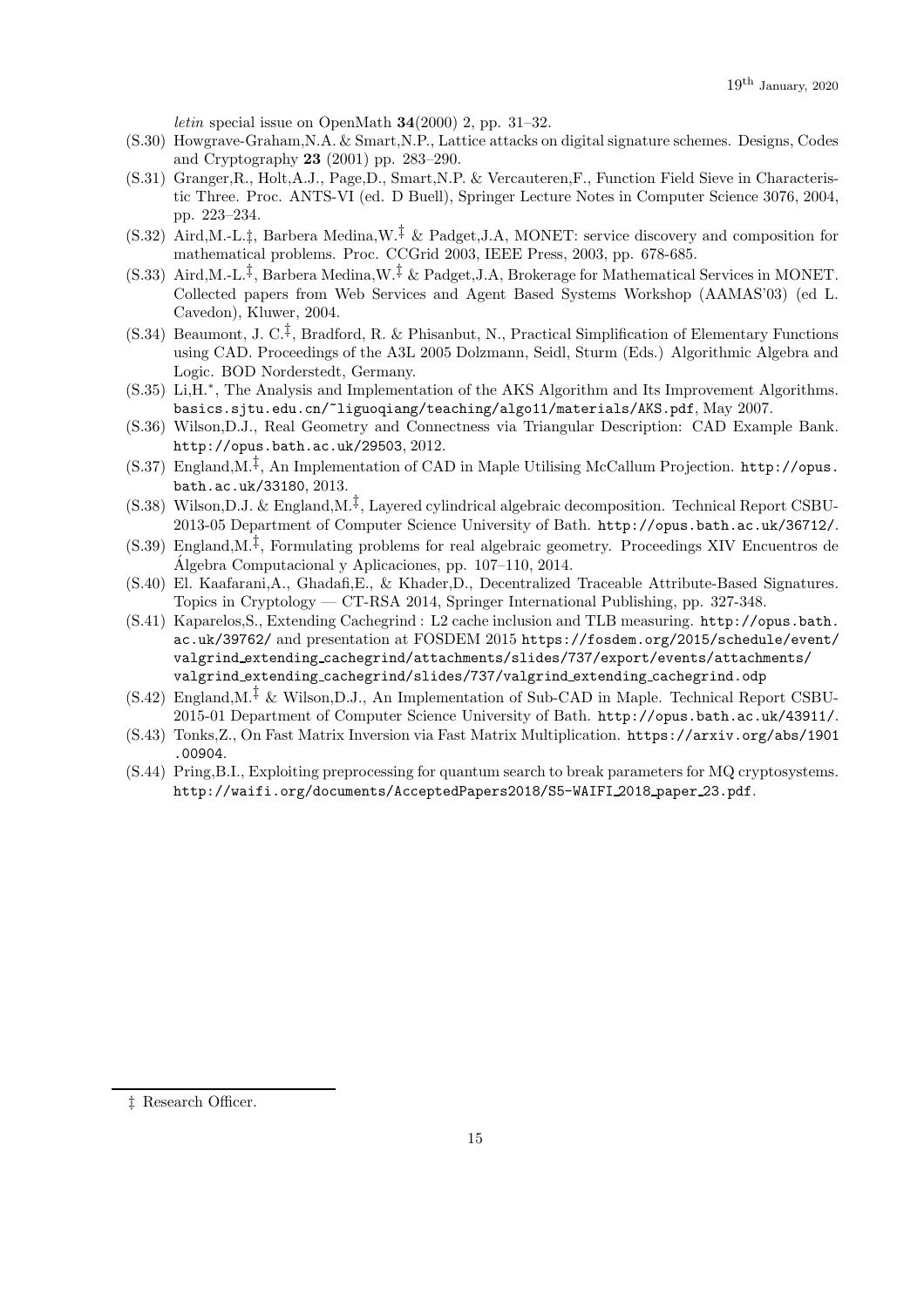*letin* special issue on OpenMath **34**(2000) 2, pp. 31–32.

(S.30) Howgrave-Graham,N.A. & Smart,N.P., Lattice attacks on digital signature schemes. Designs, Codes and Cryptography **23** (2001) pp. 283–290.

(S.31) Granger,R., Holt,A.J., Page,D., Smart,N.P. & Vercauteren,F., Function Field Sieve in Characteristic Three. Proc. ANTS-VI (ed. D Buell), Springer Lecture Notes in Computer Science 3076, 2004, pp. 223–234.

(S.32) Aird,M.-L.‡, Barbera Medina,W.‡ & Padget,J.A, MONET: service discovery and composition for mathematical problems. Proc. CCGrid 2003, IEEE Press, 2003, pp. 678-685.

(S.33) Aird,M.-L.‡, Barbera Medina,W.‡ & Padget,J.A, Brokerage for Mathematical Services in MONET. Collected papers from Web Services and Agent Based Systems Workshop (AAMAS'03) (ed L. Cavedon), Kluwer, 2004.

(S.34) Beaumont, J. C.‡, Bradford, R. & Phisanbut, N., Practical Simplification of Elementary Functions using CAD. Proceedings of the A3L 2005 Dolzmann, Seidl, Sturm (Eds.) Algorithmic Algebra and Logic. BOD Norderstedt, Germany.

(S.35) Li,H.*, The Analysis and Implementation of the AKS Algorithm and Its Improvement Algorithms. `basics.sjtu.edu.cn/~liguoqiang/teaching/algo11/materials/AKS.pdf`, May 2007.

(S.36) Wilson,D.J., Real Geometry and Connectness via Triangular Description: CAD Example Bank. `http://opus.bath.ac.uk/29503`, 2012.

(S.37) England,M.‡, An Implementation of CAD in Maple Utilising McCallum Projection. `http://opus.bath.ac.uk/33180`, 2013.

(S.38) Wilson,D.J. & England,M.‡, Layered cylindrical algebraic decomposition. Technical Report CSBU-2013-05 Department of Computer Science University of Bath. `http://opus.bath.ac.uk/36712/`.

(S.39) England,M.‡, Formulating problems for real algebraic geometry. Proceedings XIV Encuentros de Álgebra Computacional y Aplicaciones, pp. 107–110, 2014.

(S.40) El. Kaafarani,A., Ghadafi,E., & Khader,D., Decentralized Traceable Attribute-Based Signatures. Topics in Cryptology — CT-RSA 2014, Springer International Publishing, pp. 327-348.

(S.41) Kaparelos,S., Extending Cachegrind : L2 cache inclusion and TLB measuring. `http://opus.bath.ac.uk/39762/` and presentation at FOSDEM 2015 `https://fosdem.org/2015/schedule/event/valgrind_extending_cachegrind/attachments/slides/737/export/events/attachments/valgrind_extending_cachegrind/slides/737/valgrind_extending_cachegrind.odp`

(S.42) England,M.‡ & Wilson,D.J., An Implementation of Sub-CAD in Maple. Technical Report CSBU-2015-01 Department of Computer Science University of Bath. `http://opus.bath.ac.uk/43911/`.

(S.43) Tonks,Z., On Fast Matrix Inversion via Fast Matrix Multiplication. `https://arxiv.org/abs/1901.00904`.

(S.44) Pring,B.I., Exploiting preprocessing for quantum search to break parameters for MQ cryptosystems. `http://waifi.org/documents/AcceptedPapers2018/S5-WAIFI_2018_paper_23.pdf`.

---

‡ Research Officer.